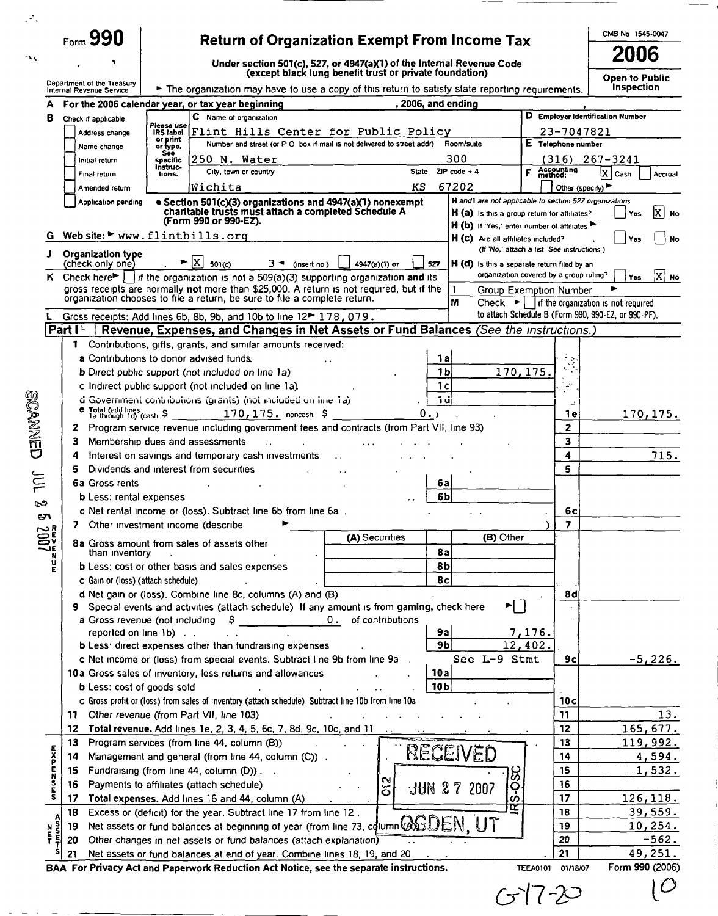Form **990**

# Return of Organization Exempt From Income Tax

Under section 501(c), 527, or 4947(a)(1) of the Internal Revenue Code (except black lung benefit trust or private foundation)

Department of the Treasury Internal Revenue Service

► The organization may have to use a copy of this return to satisfy state reporting requirements.

OMB No 1545-0047

**2006**

Open to Public Inspection

**A** For the 2006 calendar year, or tax year beginning , 2006, and ending ,

**B** Check if applicable:
- Address change
- Name change
- Initial return
- Final return
- Amended return
- Application pending

Please use IRS label or print or type. See specific instructions.

**C** Name of organization: Flint Hills Center for Public Policy

Number and street (or P O box if mail is not delivered to street addr): 250 N. Water — Room/suite: 300

City, town or country: Wichita — State: KS — ZIP code + 4: 67202

**D** Employer Identification Number: 23-7047821

**E** Telephone number: (316) 267-3241

**F** Accounting method: [X] Cash [ ] Accrual [ ] Other (specify) ►

• Section 501(c)(3) organizations and 4947(a)(1) nonexempt charitable trusts must attach a completed Schedule A (Form 990 or 990-EZ).

**G** Web site: ► www.flinthills.org

**H and I are not applicable to section 527 organizations**

**H (a)** Is this a group return for affiliates? [ ] Yes [X] No

**H (b)** If 'Yes,' enter number of affiliates ►

**H (c)** Are all affiliates included? [ ] Yes [ ] No (If 'No,' attach a list See instructions )

**H (d)** Is this a separate return filed by an organization covered by a group ruling? [ ] Yes [X] No

**I** Group Exemption Number ►

**J** Organization type (check only one) ► [X] 501(c) ( 3 ) ◄ (insert no ) [ ] 4947(a)(1) or [ ] 527

**K** Check here ► [ ] if the organization is not a 509(a)(3) supporting organization and its gross receipts are normally not more than $25,000. A return is not required, but if the organization chooses to file a return, be sure to file a complete return.

**M** Check ► [ ] if the organization is not required to attach Schedule B (Form 990, 990-EZ, or 990-PF).

**L** Gross receipts: Add lines 6b, 8b, 9b, and 10b to line 12 ► 178,079.

## Part I — Revenue, Expenses, and Changes in Net Assets or Fund Balances *(See the instructions.)*

| Line | Description | | Amount | Line | Amount |
|---|---|---|---|---|---|
| 1 | Contributions, gifts, grants, and similar amounts received: | | | | |
| a | Contributions to donor advised funds | 1a | | | |
| b | Direct public support (not included on line 1a) | 1b | 170,175. | | |
| c | Indirect public support (not included on line 1a) | 1c | | | |
| d | Government contributions (grants) (not included on line 1a) | 1d | | | |
| e | Total (add lines 1a through 1d) (cash $ 170,175. noncash $ 0.) | | | 1e | 170,175. |
| 2 | Program service revenue including government fees and contracts (from Part VII, line 93) | | | 2 | |
| 3 | Membership dues and assessments | | | 3 | |
| 4 | Interest on savings and temporary cash investments | | | 4 | 715. |
| 5 | Dividends and interest from securities | | | 5 | |
| 6a | Gross rents | 6a | | | |
| b | Less: rental expenses | 6b | | | |
| c | Net rental income or (loss). Subtract line 6b from line 6a | | | 6c | |
| 7 | Other investment income (describe ► ) | | | 7 | |

| Line | Description | (A) Securities | (B) Other | Line | Amount |
|---|---|---|---|---|---|
| 8a | Gross amount from sales of assets other than inventory | | | | |
| b | Less: cost or other basis and sales expenses | | | | |
| c | Gain or (loss) (attach schedule) | | | | |
| d | Net gain or (loss). Combine line 8c, columns (A) and (B) | | | 8d | |

| Line | Description | | Amount | Line | Amount |
|---|---|---|---|---|---|
| 9 | Special events and activities (attach schedule) If any amount is from gaming, check here ► [ ] | | | | |
| a | Gross revenue (not including $ 0. of contributions reported on line 1b) | 9a | 7,176. | | |
| b | Less: direct expenses other than fundraising expenses | 9b | 12,402. | | |
| c | Net income or (loss) from special events. Subtract line 9b from line 9a — See L-9 Stmt | | | 9c | -5,226. |
| 10a | Gross sales of inventory, less returns and allowances | 10a | | | |
| b | Less: cost of goods sold | 10b | | | |
| c | Gross profit or (loss) from sales of inventory (attach schedule) Subtract line 10b from line 10a | | | 10c | |
| 11 | Other revenue (from Part VII, line 103) | | | 11 | 13. |
| 12 | **Total revenue.** Add lines 1e, 2, 3, 4, 5, 6c, 7, 8d, 9c, 10c, and 11 | | | 12 | 165,677. |
| 13 | Program services (from line 44, column (B)) | | | 13 | 119,992. |
| 14 | Management and general (from line 44, column (C)) | | | 14 | 4,594. |
| 15 | Fundraising (from line 44, column (D)) | | | 15 | 1,532. |
| 16 | Payments to affiliates (attach schedule) | | | 16 | |
| 17 | **Total expenses.** Add lines 16 and 44, column (A) | | | 17 | 126,118. |
| 18 | Excess or (deficit) for the year. Subtract line 17 from line 12 | | | 18 | 39,559. |
| 19 | Net assets or fund balances at beginning of year (from line 73, column (A)) | | | 19 | 10,254. |
| 20 | Other changes in net assets or fund balances (attach explanation) | | | 20 | -562. |
| 21 | Net assets or fund balances at end of year. Combine lines 18, 19, and 20 | | | 21 | 49,251. |

RECEIVED JUN 27 2007 OGDEN, UT IRS-OSC

SCANNED JUL 25 2007

BAA For Privacy Act and Paperwork Reduction Act Notice, see the separate instructions. TEEA0101 01/18/07 Form 990 (2006)

G17-20 10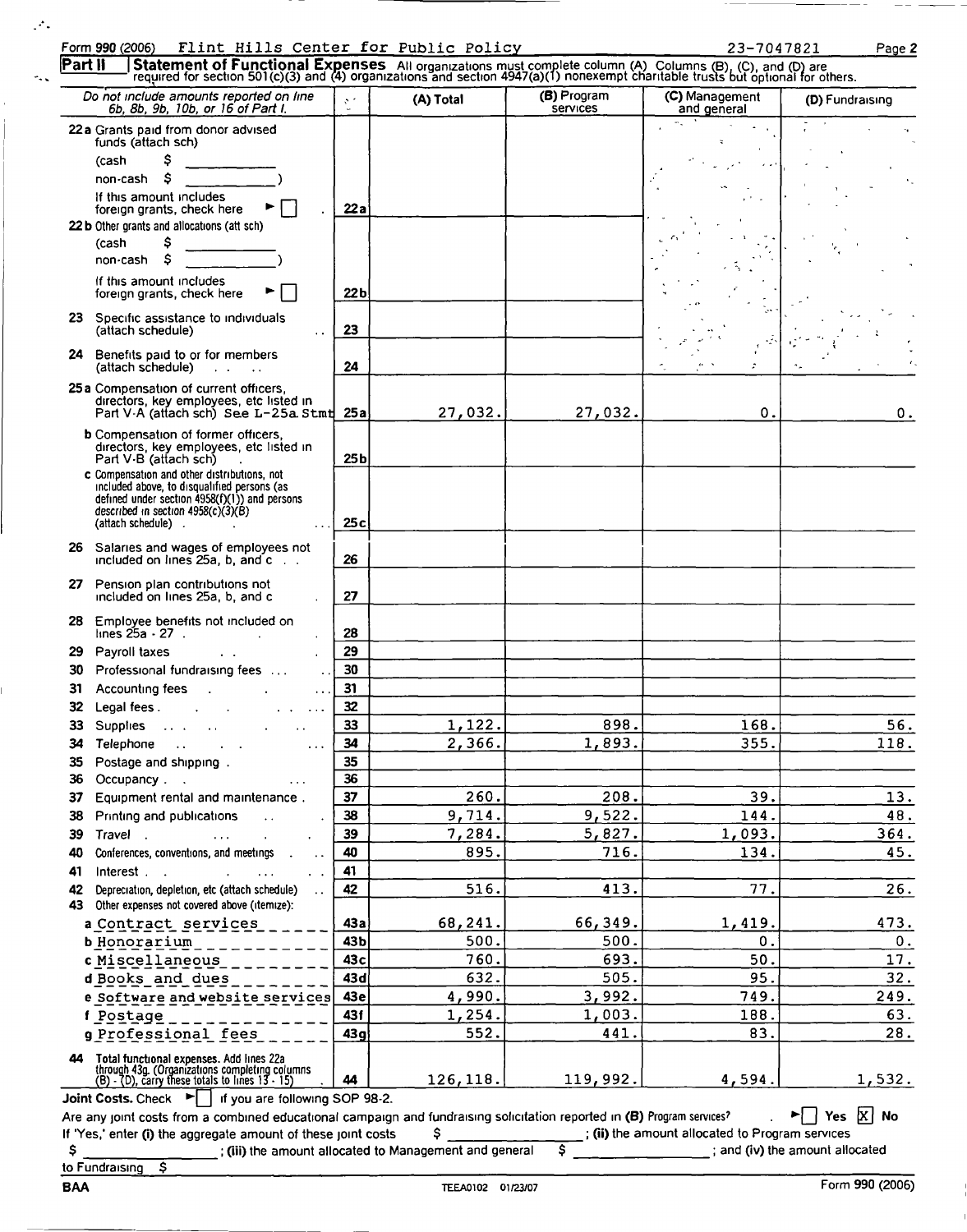Form 990 (2006) Flint Hills Center for Public Policy 23-7047821 Page 2

**Part II | Statement of Functional Expenses** All organizations must complete column (A) Columns (B), (C), and (D) are required for section 501(c)(3) and (4) organizations and section 4947(a)(1) nonexempt charitable trusts but optional for others.

| Do not include amounts reported on line 6b, 8b, 9b, 10b, or 16 of Part I. | | (A) Total | (B) Program services | (C) Management and general | (D) Fundraising |
|---|---|---|---|---|---|
| 22a Grants paid from donor advised funds (attach sch) (cash $ ____ non-cash $ ____ ) If this amount includes foreign grants, check here ► [ ] | 22a | | | | |
| 22b Other grants and allocations (att sch) (cash $ ____ non-cash $ ____ ) If this amount includes foreign grants, check here ► [ ] | 22b | | | | |
| 23 Specific assistance to individuals (attach schedule) | 23 | | | | |
| 24 Benefits paid to or for members (attach schedule) | 24 | | | | |
| 25a Compensation of current officers, directors, key employees, etc listed in Part V-A (attach sch) See L-25a Stmt | 25a | 27,032. | 27,032. | 0. | 0. |
| b Compensation of former officers, directors, key employees, etc listed in Part V-B (attach sch) | 25b | | | | |
| c Compensation and other distributions, not included above, to disqualified persons (as defined under section 4958(f)(1)) and persons described in section 4958(c)(3)(B) (attach schedule) | 25c | | | | |
| 26 Salaries and wages of employees not included on lines 25a, b, and c | 26 | | | | |
| 27 Pension plan contributions not included on lines 25a, b, and c | 27 | | | | |
| 28 Employee benefits not included on lines 25a - 27 | 28 | | | | |
| 29 Payroll taxes | 29 | | | | |
| 30 Professional fundraising fees | 30 | | | | |
| 31 Accounting fees | 31 | | | | |
| 32 Legal fees | 32 | | | | |
| 33 Supplies | 33 | 1,122. | 898. | 168. | 56. |
| 34 Telephone | 34 | 2,366. | 1,893. | 355. | 118. |
| 35 Postage and shipping | 35 | | | | |
| 36 Occupancy | 36 | | | | |
| 37 Equipment rental and maintenance | 37 | 260. | 208. | 39. | 13. |
| 38 Printing and publications | 38 | 9,714. | 9,522. | 144. | 48. |
| 39 Travel | 39 | 7,284. | 5,827. | 1,093. | 364. |
| 40 Conferences, conventions, and meetings | 40 | 895. | 716. | 134. | 45. |
| 41 Interest | 41 | | | | |
| 42 Depreciation, depletion, etc (attach schedule) | 42 | 516. | 413. | 77. | 26. |
| 43 Other expenses not covered above (itemize): | | | | | |
| a Contract services | 43a | 68,241. | 66,349. | 1,419. | 473. |
| b Honorarium | 43b | 500. | 500. | 0. | 0. |
| c Miscellaneous | 43c | 760. | 693. | 50. | 17. |
| d Books and dues | 43d | 632. | 505. | 95. | 32. |
| e Software and website services | 43e | 4,990. | 3,992. | 749. | 249. |
| f Postage | 43f | 1,254. | 1,003. | 188. | 63. |
| g Professional fees | 43g | 552. | 441. | 83. | 28. |
| 44 Total functional expenses. Add lines 22a through 43g. (Organizations completing columns (B) - (D), carry these totals to lines 13 - 15) | 44 | 126,118. | 119,992. | 4,594. | 1,532. |

**Joint Costs.** Check ► [ ] if you are following SOP 98-2.

Are any joint costs from a combined educational campaign and fundraising solicitation reported in (B) Program services? ► [ ] Yes [X] No

If 'Yes,' enter (i) the aggregate amount of these joint costs $ ________ ; (ii) the amount allocated to Program services $ ________ ; (iii) the amount allocated to Management and general $ ________ ; and (iv) the amount allocated to Fundraising $ ________

BAA TEEA0102 01/23/07 Form 990 (2006)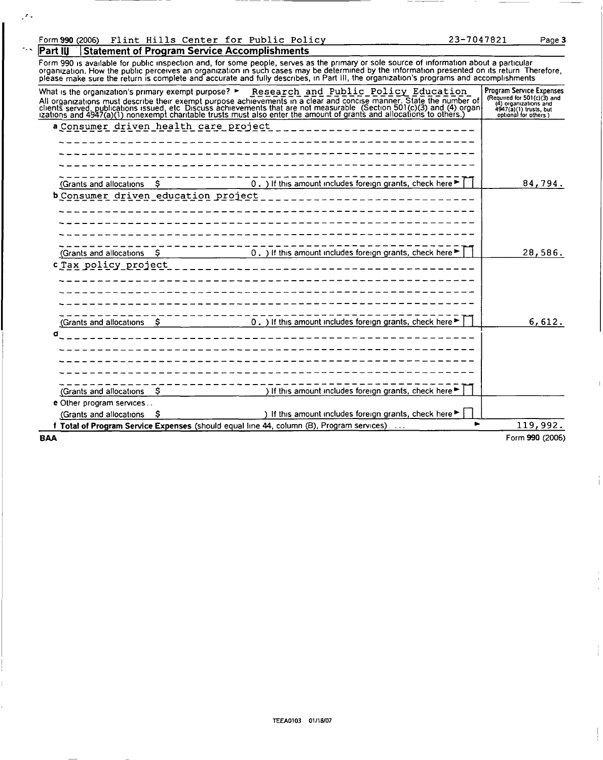Form **990** (2006) Flint Hills Center for Public Policy 23-7047821 Page **3**

## Part III Statement of Program Service Accomplishments

Form 990 is available for public inspection and, for some people, serves as the primary or sole source of information about a particular organization. How the public perceives an organization in such cases may be determined by the information presented on its return Therefore, please make sure the return is complete and accurate and fully describes, in Part III, the organization's programs and accomplishments

| What is the organization's primary exempt purpose? ► Research and Public Policy Education<br>All organizations must describe their exempt purpose achievements in a clear and concise manner. State the number of clients served, publications issued, etc Discuss achievements that are not measurable (Section 501(c)(3) and (4) organizations and 4947(a)(1) nonexempt charitable trusts must also enter the amount of grants and allocations to others.) | **Program Service Expenses** (Required for 501(c)(3) and (4) organizations and 4947(a)(1) trusts, but optional for others ) |
|---|---|
| **a** Consumer driven health care project<br>(Grants and allocations $ 0. ) If this amount includes foreign grants, check here ► ☐ | 84,794. |
| **b** Consumer driven education project<br>(Grants and allocations $ 0. ) If this amount includes foreign grants, check here ► ☐ | 28,586. |
| **c** Tax policy project<br>(Grants and allocations $ 0. ) If this amount includes foreign grants, check here ► ☐ | 6,612. |
| **d**<br>(Grants and allocations $ ) If this amount includes foreign grants, check here ► ☐ | |
| **e** Other program services . .<br>(Grants and allocations $ ) If this amount includes foreign grants, check here ► ☐ | |
| **f Total of Program Service Expenses** (should equal line 44, column (B), Program services) . . . ► | 119,992. |

BAA Form **990** (2006)

TEEA0103 01/18/07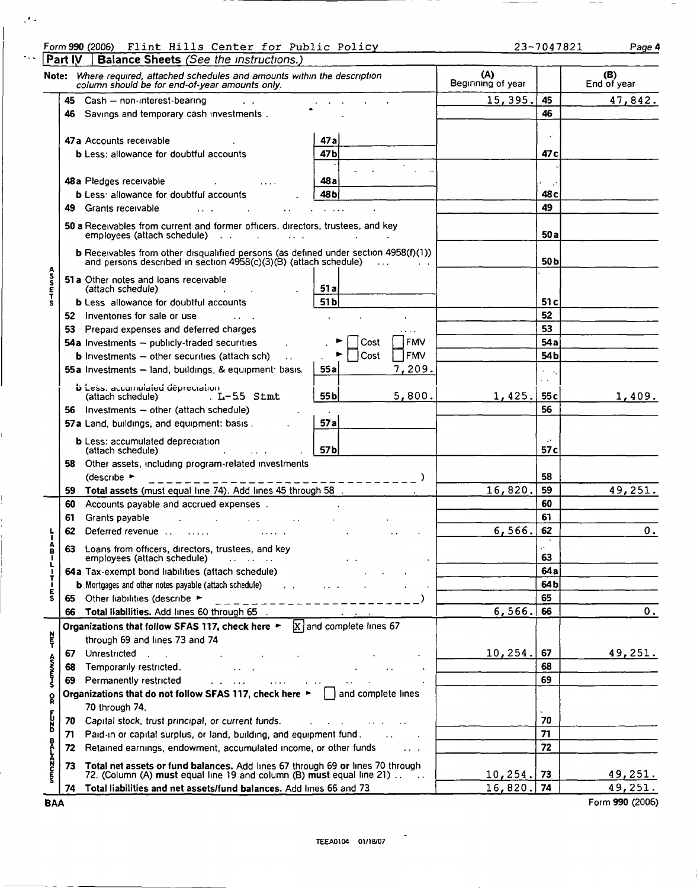Form 990 (2006) Flint Hills Center for Public Policy 23-7047821 Page 4

## Part IV | Balance Sheets *(See the instructions.)*

**Note:** *Where required, attached schedules and amounts within the description column should be for end-of-year amounts only.*

| | | | (A) Beginning of year | | (B) End of year |
|---|---|---|---|---|---|
| **ASSETS** | 45 | Cash – non-interest-bearing | 15,395. | 45 | 47,842. |
| | 46 | Savings and temporary cash investments | | 46 | |
| | 47a | Accounts receivable — 47a | | | |
| | b | Less: allowance for doubtful accounts — 47b | | 47c | |
| | 48a | Pledges receivable — 48a | | | |
| | b | Less: allowance for doubtful accounts — 48b | | 48c | |
| | 49 | Grants receivable | | 49 | |
| | 50a | Receivables from current and former officers, directors, trustees, and key employees (attach schedule) | | 50a | |
| | b | Receivables from other disqualified persons (as defined under section 4958(f)(1)) and persons described in section 4958(c)(3)(B) (attach schedule) | | 50b | |
| | 51a | Other notes and loans receivable (attach schedule) — 51a | | | |
| | b | Less allowance for doubtful accounts — 51b | | 51c | |
| | 52 | Inventories for sale or use | | 52 | |
| | 53 | Prepaid expenses and deferred charges | | 53 | |
| | 54a | Investments – publicly-traded securities ▶ ☐ Cost ☐ FMV | | 54a | |
| | b | Investments – other securities (attach sch) ▶ ☐ Cost ☐ FMV | | 54b | |
| | 55a | Investments – land, buildings, & equipment: basis — 55a 7,209. | | | |
| | b | Less: accumulated depreciation (attach schedule) . L-55 Stmt — 55b 5,800. | 1,425. | 55c | 1,409. |
| | 56 | Investments – other (attach schedule) | | 56 | |
| | 57a | Land, buildings, and equipment: basis — 57a | | | |
| | b | Less: accumulated depreciation (attach schedule) — 57b | | 57c | |
| | 58 | Other assets, including program-related investments (describe ▶ ) | | 58 | |
| | 59 | **Total assets** (must equal line 74). Add lines 45 through 58 | 16,820. | 59 | 49,251. |
| **LIABILITIES** | 60 | Accounts payable and accrued expenses | | 60 | |
| | 61 | Grants payable | | 61 | |
| | 62 | Deferred revenue | 6,566. | 62 | 0. |
| | 63 | Loans from officers, directors, trustees, and key employees (attach schedule) | | 63 | |
| | 64a | Tax-exempt bond liabilities (attach schedule) | | 64a | |
| | b | Mortgages and other notes payable (attach schedule) | | 64b | |
| | 65 | Other liabilities (describe ▶ ) | | 65 | |
| | 66 | **Total liabilities.** Add lines 60 through 65 | 6,566. | 66 | 0. |
| **NET ASSETS OR FUND BALANCES** | | **Organizations that follow SFAS 117, check here ▶** ☒ and complete lines 67 through 69 and lines 73 and 74 | | | |
| | 67 | Unrestricted | 10,254. | 67 | 49,251. |
| | 68 | Temporarily restricted | | 68 | |
| | 69 | Permanently restricted | | 69 | |
| | | **Organizations that do not follow SFAS 117, check here ▶** ☐ and complete lines 70 through 74. | | | |
| | 70 | Capital stock, trust principal, or current funds | | 70 | |
| | 71 | Paid-in or capital surplus, or land, building, and equipment fund | | 71 | |
| | 72 | Retained earnings, endowment, accumulated income, or other funds | | 72 | |
| | 73 | **Total net assets or fund balances.** Add lines 67 through 69 **or** lines 70 through 72. (Column (A) **must** equal line 19 and column (B) **must** equal line 21) | 10,254. | 73 | 49,251. |
| | 74 | **Total liabilities and net assets/fund balances.** Add lines 66 and 73 | 16,820. | 74 | 49,251. |

BAA Form 990 (2006)

TEEA0104 01/18/07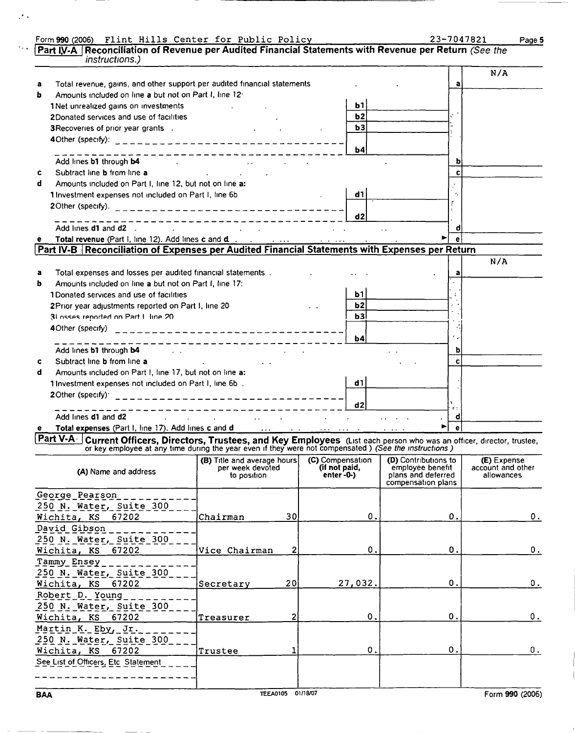Form 990 (2006) Flint Hills Center for Public Policy 23-7047821 Page 5

## Part IV-A Reconciliation of Revenue per Audited Financial Statements with Revenue per Return *(See the instructions.)*

| | | | | | N/A |
|---|---|---|---|---|---|
| a | Total revenue, gains, and other support per audited financial statements | | | a | |
| b | Amounts included on line **a** but not on Part I, line 12: | | | | |
| | 1 Net unrealized gains on investments | b1 | | | |
| | 2 Donated services and use of facilities | b2 | | | |
| | 3 Recoveries of prior year grants | b3 | | | |
| | 4 Other (specify): | b4 | | | |
| | Add lines **b1** through **b4** | | | b | |
| c | Subtract line **b** from line **a** | | | c | |
| d | Amounts included on Part I, line 12, but not on line **a:** | | | | |
| | 1 Investment expenses not included on Part I, line 6b | d1 | | | |
| | 2 Other (specify): | d2 | | | |
| | Add lines **d1** and **d2** | | | d | |
| e | **Total revenue** (Part I, line 12). Add lines **c** and **d** | | | e | |

## Part IV-B Reconciliation of Expenses per Audited Financial Statements with Expenses per Return

| | | | | | N/A |
|---|---|---|---|---|---|
| a | Total expenses and losses per audited financial statements | | | a | |
| b | Amounts included on line **a** but not on Part I, line 17: | | | | |
| | 1 Donated services and use of facilities | b1 | | | |
| | 2 Prior year adjustments reported on Part I, line 20 | b2 | | | |
| | 3 Losses reported on Part I, line 20 | b3 | | | |
| | 4 Other (specify) | b4 | | | |
| | Add lines **b1** through **b4** | | | b | |
| c | Subtract line **b** from line **a** | | | c | |
| d | Amounts included on Part I, line 17, but not on line **a:** | | | | |
| | 1 Investment expenses not included on Part I, line 6b | d1 | | | |
| | 2 Other (specify): | d2 | | | |
| | Add lines **d1** and **d2** | | | d | |
| e | **Total expenses** (Part I, line 17). Add lines **c** and **d** | | | e | |

## Part V-A Current Officers, Directors, Trustees, and Key Employees (List each person who was an officer, director, trustee, or key employee at any time during the year even if they were not compensated.) *(See the instructions.)*

| (A) Name and address | (B) Title and average hours per week devoted to position | (C) Compensation (if not paid, enter -0-) | (D) Contributions to employee benefit plans and deferred compensation plans | (E) Expense account and other allowances |
|---|---|---|---|---|
| George Pearson<br>250 N. Water, Suite 300<br>Wichita, KS 67202 | Chairman 30 | 0. | 0. | 0. |
| David Gibson<br>250 N. Water, Suite 300<br>Wichita, KS 67202 | Vice Chairman 2 | 0. | 0. | 0. |
| Tammy Ensey<br>250 N. Water, Suite 300<br>Wichita, KS 67202 | Secretary 20 | 27,032. | 0. | 0. |
| Robert D. Young<br>250 N. Water, Suite 300<br>Wichita, KS 67202 | Treasurer 2 | 0. | 0. | 0. |
| Martin K. Eby, Jr.<br>250 N. Water, Suite 300<br>Wichita, KS 67202 | Trustee 1 | 0. | 0. | 0. |
| See List of Officers, Etc Statement | | | | |

BAA TEEA0105 01/18/07 Form 990 (2006)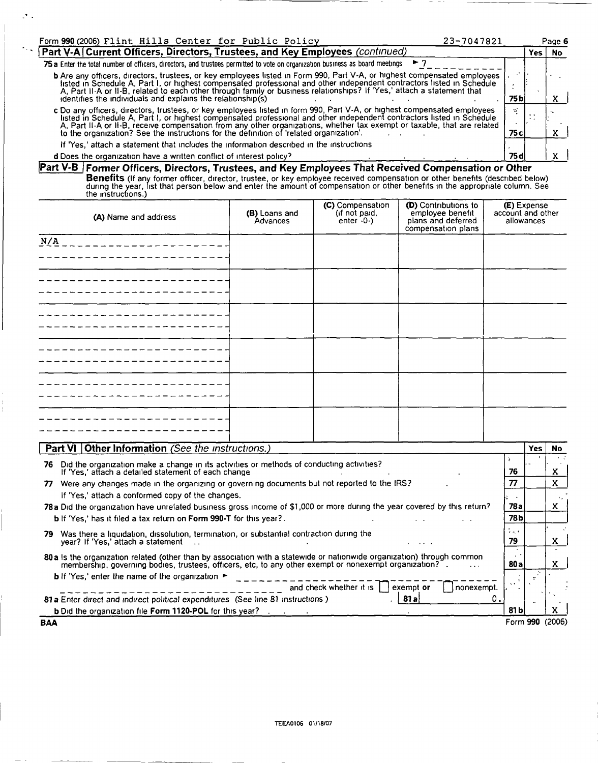Form **990** (2006) Flint Hills Center for Public Policy 23-7047821

## Part V-A Current Officers, Directors, Trustees, and Key Employees *(continued)*

| | | Yes | No |
|---|---|---|---|
| **75a** Enter the total number of officers, directors, and trustees permitted to vote on organization business as board meetings ► 7 | | | |
| **b** Are any officers, directors, trustees, or key employees listed in Form 990, Part V-A, or highest compensated employees listed in Schedule A, Part I, or highest compensated professional and other independent contractors listed in Schedule A, Part II-A or II-B, related to each other through family or business relationships? If 'Yes,' attach a statement that identifies the individuals and explains the relationship(s) | 75b | | X |
| **c** Do any officers, directors, trustees, or key employees listed in form 990, Part V-A, or highest compensated employees listed in Schedule A, Part I, or highest compensated professional and other independent contractors listed in Schedule A, Part II-A or II-B, receive compensation from any other organizations, whether tax exempt or taxable, that are related to the organization? See the instructions for the definition of 'related organization'. | 75c | | X |
| If 'Yes,' attach a statement that includes the information described in the instructions | | | |
| **d** Does the organization have a written conflict of interest policy? | 75d | | X |

## Part V-B Former Officers, Directors, Trustees, and Key Employees That Received Compensation or Other Benefits

(If any former officer, director, trustee, or key employee received compensation or other benefits (described below) during the year, list that person below and enter the amount of compensation or other benefits in the appropriate column. See the instructions.)

| (A) Name and address | (B) Loans and Advances | (C) Compensation (if not paid, enter -0-) | (D) Contributions to employee benefit plans and deferred compensation plans | (E) Expense account and other allowances |
|---|---|---|---|---|
| N/A | | | | |

## Part VI Other Information *(See the instructions.)*

| | | Yes | No |
|---|---|---|---|
| **76** Did the organization make a change in its activities or methods of conducting activities? If 'Yes,' attach a detailed statement of each change | 76 | | X |
| **77** Were any changes made in the organizing or governing documents but not reported to the IRS? If 'Yes,' attach a conformed copy of the changes. | 77 | | X |
| **78a** Did the organization have unrelated business gross income of $1,000 or more during the year covered by this return? | 78a | | X |
| **b** If 'Yes,' has it filed a tax return on **Form 990-T** for this year? | 78b | | |
| **79** Was there a liquidation, dissolution, termination, or substantial contraction during the year? If 'Yes,' attach a statement | 79 | | X |
| **80a** Is the organization related (other than by association with a statewide or nationwide organization) through common membership, governing bodies, trustees, officers, etc, to any other exempt or nonexempt organization? | 80a | | X |
| **b** If 'Yes,' enter the name of the organization ► ______ and check whether it is ☐ exempt or ☐ nonexempt. | | | |
| **81a** Enter direct and indirect political expenditures (See line 81 instructions) 81a 0. | | | |
| **b** Did the organization file **Form 1120-POL** for this year? | 81b | | X |

BAA Form **990** (2006)

TEEA0106 01/18/07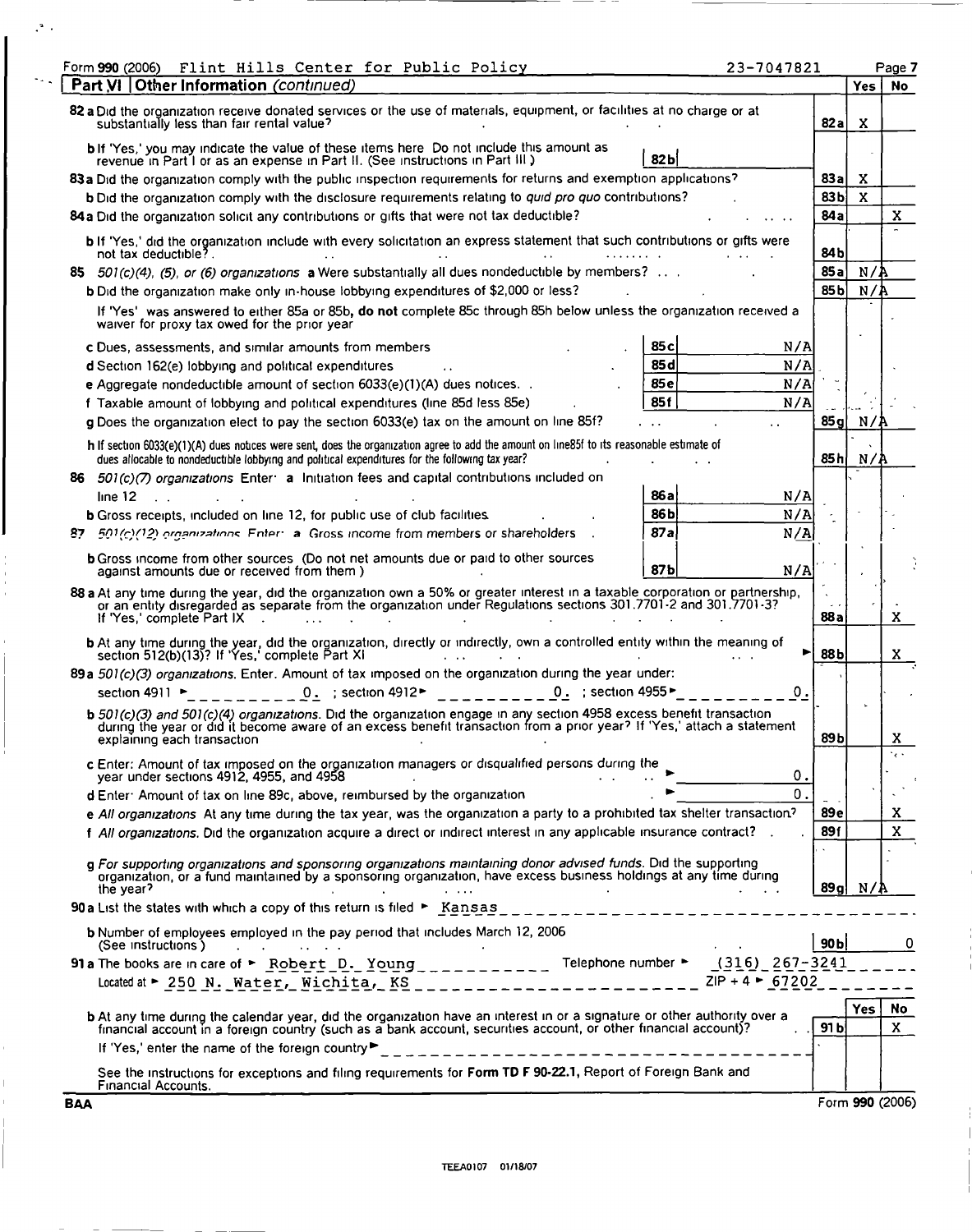Form **990** (2006) Flint Hills Center for Public Policy 23-7047821 Page **7**

## Part VI | Other Information *(continued)*

| | | | Yes | No |
|---|---|---|---|---|
| **82 a** Did the organization receive donated services or the use of materials, equipment, or facilities at no charge or at substantially less than fair rental value? | | **82a** | X | |
| **b** If 'Yes,' you may indicate the value of these items here. Do not include this amount as revenue in Part I or as an expense in Part II. (See instructions in Part III.) | **82b** | | | |
| **83 a** Did the organization comply with the public inspection requirements for returns and exemption applications? | | **83a** | X | |
| **b** Did the organization comply with the disclosure requirements relating to *quid pro quo* contributions? | | **83b** | X | |
| **84 a** Did the organization solicit any contributions or gifts that were not tax deductible? | | **84a** | | X |
| **b** If 'Yes,' did the organization include with every solicitation an express statement that such contributions or gifts were not tax deductible? | | **84b** | | |
| **85** *501(c)(4), (5), or (6) organizations* **a** Were substantially all dues nondeductible by members? | | **85a** | N/A | |
| **b** Did the organization make only in-house lobbying expenditures of $2,000 or less? | | **85b** | N/A | |
| If 'Yes' was answered to either 85a or 85b, **do not** complete 85c through 85h below unless the organization received a waiver for proxy tax owed for the prior year | | | | |
| **c** Dues, assessments, and similar amounts from members | **85c** N/A | | | |
| **d** Section 162(e) lobbying and political expenditures | **85d** N/A | | | |
| **e** Aggregate nondeductible amount of section 6033(e)(1)(A) dues notices | **85e** N/A | | | |
| **f** Taxable amount of lobbying and political expenditures (line 85d less 85e) | **85f** N/A | | | |
| **g** Does the organization elect to pay the section 6033(e) tax on the amount on line 85f? | | **85g** | N/A | |
| **h** If section 6033(e)(1)(A) dues notices were sent, does the organization agree to add the amount on line85f to its reasonable estimate of dues allocable to nondeductible lobbying and political expenditures for the following tax year? | | **85h** | N/A | |
| **86** *501(c)(7) organizations* Enter: **a** Initiation fees and capital contributions included on line 12 | **86a** N/A | | | |
| **b** Gross receipts, included on line 12, for public use of club facilities | **86b** N/A | | | |
| **87** *501(c)(12) organizations* Enter: **a** Gross income from members or shareholders | **87a** N/A | | | |
| **b** Gross income from other sources (Do not net amounts due or paid to other sources against amounts due or received from them.) | **87b** N/A | | | |
| **88 a** At any time during the year, did the organization own a 50% or greater interest in a taxable corporation or partnership, or an entity disregarded as separate from the organization under Regulations sections 301.7701-2 and 301.7701-3? If 'Yes,' complete Part IX | | **88a** | | X |
| **b** At any time during the year, did the organization, directly or indirectly, own a controlled entity within the meaning of section 512(b)(13)? If 'Yes,' complete Part XI | | **88b** | | X |
| **89 a** *501(c)(3) organizations.* Enter: Amount of tax imposed on the organization during the year under: section 4911 ► 0. ; section 4912 ► 0. ; section 4955 ► 0. | | | | |
| **b** *501(c)(3) and 501(c)(4) organizations.* Did the organization engage in any section 4958 excess benefit transaction during the year or did it become aware of an excess benefit transaction from a prior year? If 'Yes,' attach a statement explaining each transaction | | **89b** | | X |
| **c** Enter: Amount of tax imposed on the organization managers or disqualified persons during the year under sections 4912, 4955, and 4958 | ► 0. | | | |
| **d** Enter: Amount of tax on line 89c, above, reimbursed by the organization | ► 0. | | | |
| **e** *All organizations.* At any time during the tax year, was the organization a party to a prohibited tax shelter transaction? | | **89e** | | X |
| **f** *All organizations.* Did the organization acquire a direct or indirect interest in any applicable insurance contract? | | **89f** | | X |
| **g** *For supporting organizations and sponsoring organizations maintaining donor advised funds.* Did the supporting organization, or a fund maintained by a sponsoring organization, have excess business holdings at any time during the year? | | **89g** | N/A | |

**90 a** List the states with which a copy of this return is filed ► Kansas

**b** Number of employees employed in the pay period that includes March 12, 2006 (See instructions.) **90b** 0

**91 a** The books are in care of ► Robert D. Young Telephone number ► (316) 267-3241

Located at ► 250 N. Water, Wichita, KS ZIP + 4 ► 67202

| | | Yes | No |
|---|---|---|---|
| **b** At any time during the calendar year, did the organization have an interest in or a signature or other authority over a financial account in a foreign country (such as a bank account, securities account, or other financial account)? | **91b** | | X |

If 'Yes,' enter the name of the foreign country ►

See the instructions for exceptions and filing requirements for **Form TD F 90-22.1,** Report of Foreign Bank and Financial Accounts.

**BAA** Form **990** (2006)

TEEA0107 01/18/07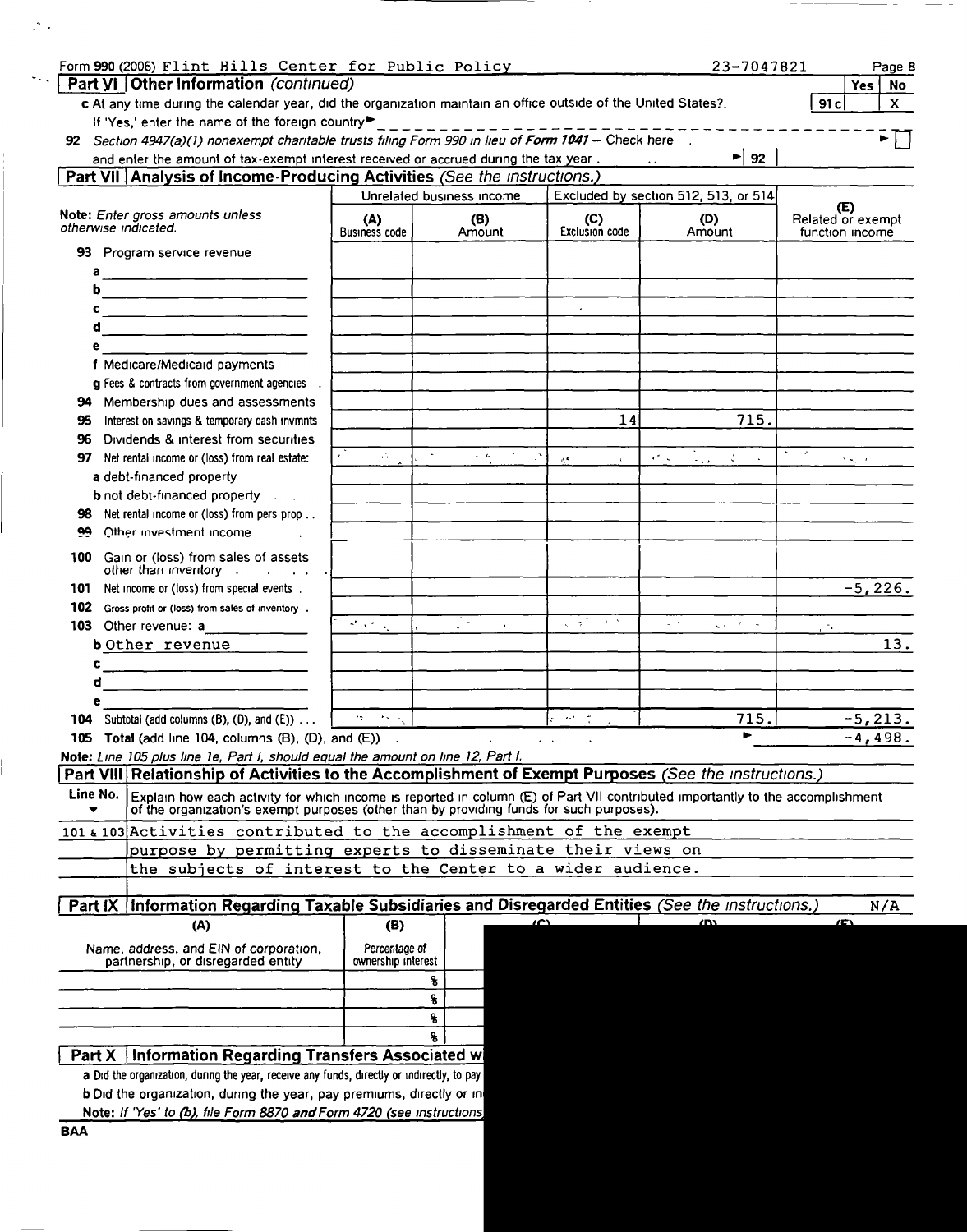Form 990 (2006) Flint Hills Center for Public Policy 23-7047821 Page 8

## Part VI | Other Information *(continued)*

| | | Yes | No |
|---|---|---|---|
| **c** At any time during the calendar year, did the organization maintain an office outside of the United States?. If 'Yes,' enter the name of the foreign country ► | 91c | | X |

**92** *Section 4947(a)(1) nonexempt charitable trusts filing Form 990 in lieu of* ***Form 1041*** – Check here ► ☐
and enter the amount of tax-exempt interest received or accrued during the tax year ► | 92 |

## Part VII | Analysis of Income-Producing Activities *(See the instructions.)*

| Note: *Enter gross amounts unless otherwise indicated.* | Unrelated business income | | Excluded by section 512, 513, or 514 | | (E) Related or exempt function income |
|---|---|---|---|---|---|
| | (A) Business code | (B) Amount | (C) Exclusion code | (D) Amount | |
| **93** Program service revenue | | | | | |
| a | | | | | |
| b | | | | | |
| c | | | | | |
| d | | | | | |
| e | | | | | |
| f Medicare/Medicaid payments | | | | | |
| g Fees & contracts from government agencies | | | | | |
| **94** Membership dues and assessments | | | | | |
| **95** Interest on savings & temporary cash invmnts | | | 14 | 715. | |
| **96** Dividends & interest from securities | | | | | |
| **97** Net rental income or (loss) from real estate: | | | | | |
| a debt-financed property | | | | | |
| b not debt-financed property | | | | | |
| **98** Net rental income or (loss) from pers prop | | | | | |
| **99** Other investment income | | | | | |
| **100** Gain or (loss) from sales of assets other than inventory | | | | | |
| **101** Net income or (loss) from special events | | | | | -5,226. |
| **102** Gross profit or (loss) from sales of inventory | | | | | |
| **103** Other revenue: a | | | | | |
| b Other revenue | | | | | 13. |
| c | | | | | |
| d | | | | | |
| e | | | | | |
| **104** Subtotal (add columns (B), (D), and (E)) | | | | 715. | -5,213. |
| **105** Total (add line 104, columns (B), (D), and (E)) ► | | | | | -4,498. |

**Note:** *Line 105 plus line 1e, Part I, should equal the amount on line 12, Part I.*

## Part VIII | Relationship of Activities to the Accomplishment of Exempt Purposes *(See the instructions.)*

| Line No. ▼ | Explain how each activity for which income is reported in column (E) of Part VII contributed importantly to the accomplishment of the organization's exempt purposes (other than by providing funds for such purposes). |
|---|---|
| 101 & 103 | Activities contributed to the accomplishment of the exempt purpose by permitting experts to disseminate their views on the subjects of interest to the Center to a wider audience. |

## Part IX | Information Regarding Taxable Subsidiaries and Disregarded Entities *(See the instructions.)* N/A

| (A) Name, address, and EIN of corporation, partnership, or disregarded entity | (B) Percentage of ownership interest |
|---|---|
| | % |
| | % |
| | % |
| | % |

## Part X | Information Regarding Transfers Associated wi

**a** Did the organization, during the year, receive any funds, directly or indirectly, to pay

**b** Did the organization, during the year, pay premiums, directly or in

**Note:** *If 'Yes' to* ***(b)****, file Form 8870* ***and*** *Form 4720 (see instructions*

BAA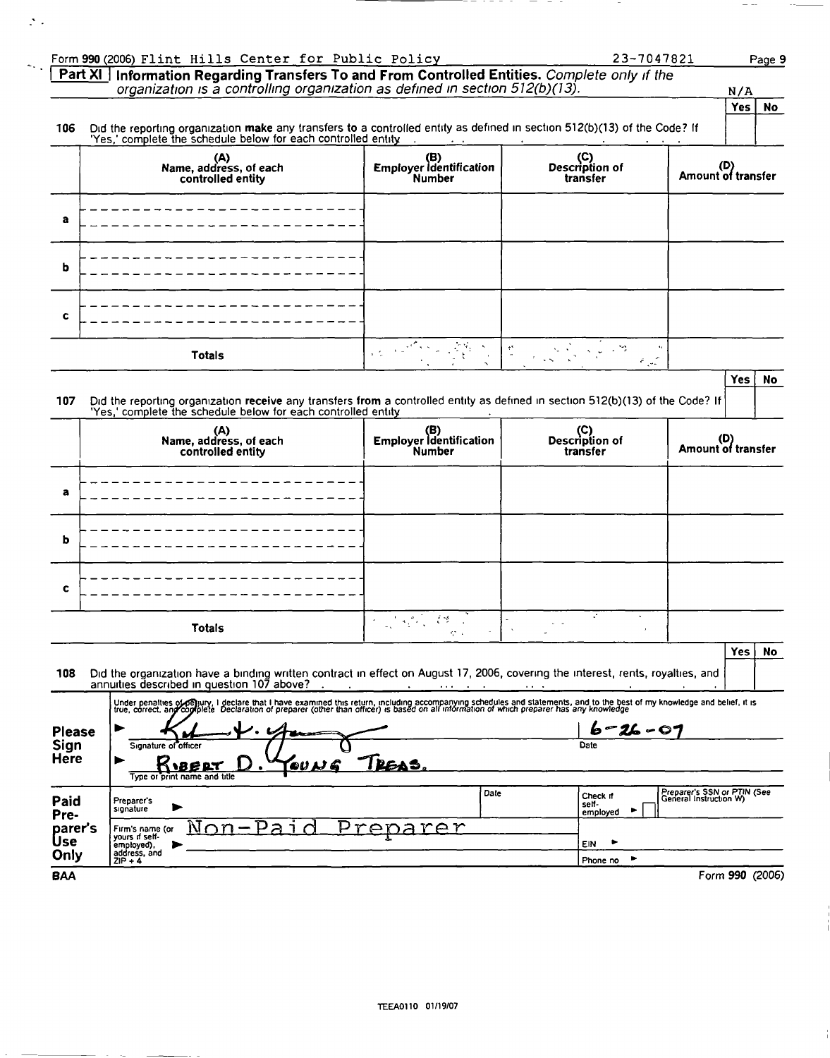Form **990** (2006) Flint Hills Center for Public Policy 23-7047821

## Part XI Information Regarding Transfers To and From Controlled Entities. *Complete only if the organization is a controlling organization as defined in section 512(b)(13).*

N/A

| | | Yes | No |
|---|---|---|---|
| **106** | Did the reporting organization **make** any transfers **to** a controlled entity as defined in section 512(b)(13) of the Code? If 'Yes,' complete the schedule below for each controlled entity | | |

| | (A) Name, address, of each controlled entity | (B) Employer Identification Number | (C) Description of transfer | (D) Amount of transfer |
|---|---|---|---|---|
| a | | | | |
| b | | | | |
| c | | | | |
| | **Totals** | | | |

| | | Yes | No |
|---|---|---|---|
| **107** | Did the reporting organization **receive** any transfers **from** a controlled entity as defined in section 512(b)(13) of the Code? If 'Yes,' complete the schedule below for each controlled entity | | |

| | (A) Name, address, of each controlled entity | (B) Employer Identification Number | (C) Description of transfer | (D) Amount of transfer |
|---|---|---|---|---|
| a | | | | |
| b | | | | |
| c | | | | |
| | **Totals** | | | |

| | | Yes | No |
|---|---|---|---|
| **108** | Did the organization have a binding written contract in effect on August 17, 2006, covering the interest, rents, royalties, and annuities described in question 107 above? | | |

**Please Sign Here**

Under penalties of perjury, I declare that I have examined this return, including accompanying schedules and statements, and to the best of my knowledge and belief, it is true, correct, and complete. Declaration of preparer (other than officer) is based on all information of which preparer has any knowledge

► [signature] Signature of officer — Date: 6-26-07

► Robert D. Young Treas. — Type or print name and title

**Paid Preparer's Use Only**

| Preparer's signature ► | Date | Check if self-employed ► ☐ | Preparer's SSN or PTIN (See General Instruction W) |
|---|---|---|---|
| Firm's name (or yours if self-employed), address, and ZIP + 4 ► Non-Paid Preparer | | EIN ► | |
| | | Phone no ► | |

BAA Form **990** (2006)

TEEA0110 01/19/07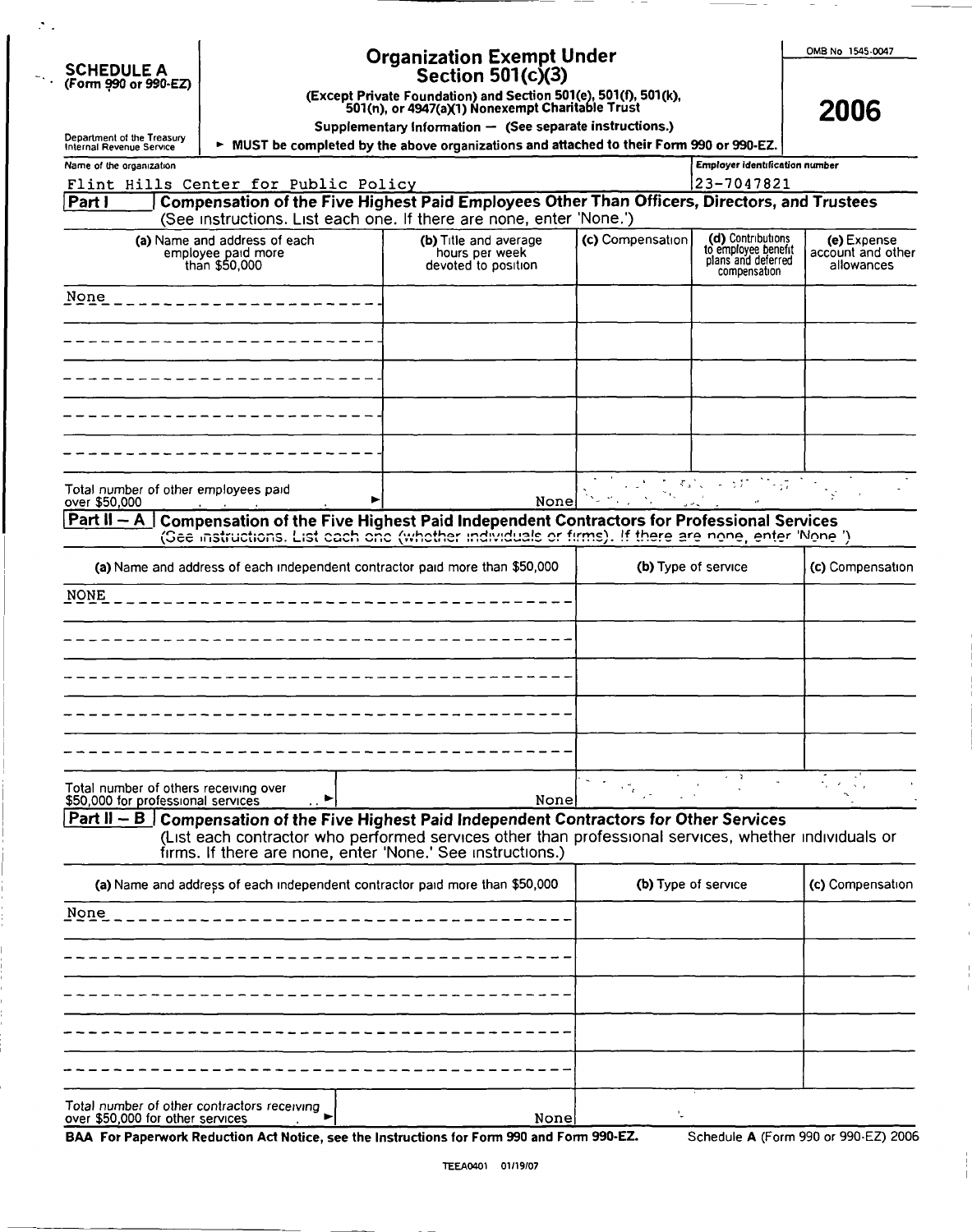**SCHEDULE A**
**(Form 990 or 990-EZ)**

Department of the Treasury
Internal Revenue Service

# Organization Exempt Under Section 501(c)(3)

**(Except Private Foundation) and Section 501(e), 501(f), 501(k), 501(n), or 4947(a)(1) Nonexempt Charitable Trust**

**Supplementary Information — (See separate instructions.)**

► **MUST be completed by the above organizations and attached to their Form 990 or 990-EZ.**

OMB No 1545-0047

**2006**

Name of the organization: Flint Hills Center for Public Policy

Employer identification number: 23-7047821

## Part I — Compensation of the Five Highest Paid Employees Other Than Officers, Directors, and Trustees

(See instructions. List each one. If there are none, enter 'None.')

| (a) Name and address of each employee paid more than $50,000 | (b) Title and average hours per week devoted to position | (c) Compensation | (d) Contributions to employee benefit plans and deferred compensation | (e) Expense account and other allowances |
|---|---|---|---|---|
| None | | | | |
| | | | | |
| | | | | |
| | | | | |
| | | | | |
| Total number of other employees paid over $50,000 ► | None | | | |

## Part II – A — Compensation of the Five Highest Paid Independent Contractors for Professional Services

(See instructions. List each one (whether individuals or firms). If there are none, enter 'None.')

| (a) Name and address of each independent contractor paid more than $50,000 | (b) Type of service | (c) Compensation |
|---|---|---|
| NONE | | |
| | | |
| | | |
| | | |
| | | |
| Total number of others receiving over $50,000 for professional services ► None | | |

## Part II – B — Compensation of the Five Highest Paid Independent Contractors for Other Services

(List each contractor who performed services other than professional services, whether individuals or firms. If there are none, enter 'None.' See instructions.)

| (a) Name and address of each independent contractor paid more than $50,000 | (b) Type of service | (c) Compensation |
|---|---|---|
| None | | |
| | | |
| | | |
| | | |
| | | |
| Total number of other contractors receiving over $50,000 for other services ► None | | |

**BAA For Paperwork Reduction Act Notice, see the Instructions for Form 990 and Form 990-EZ.** Schedule **A** (Form 990 or 990-EZ) 2006

TEEA0401 01/19/07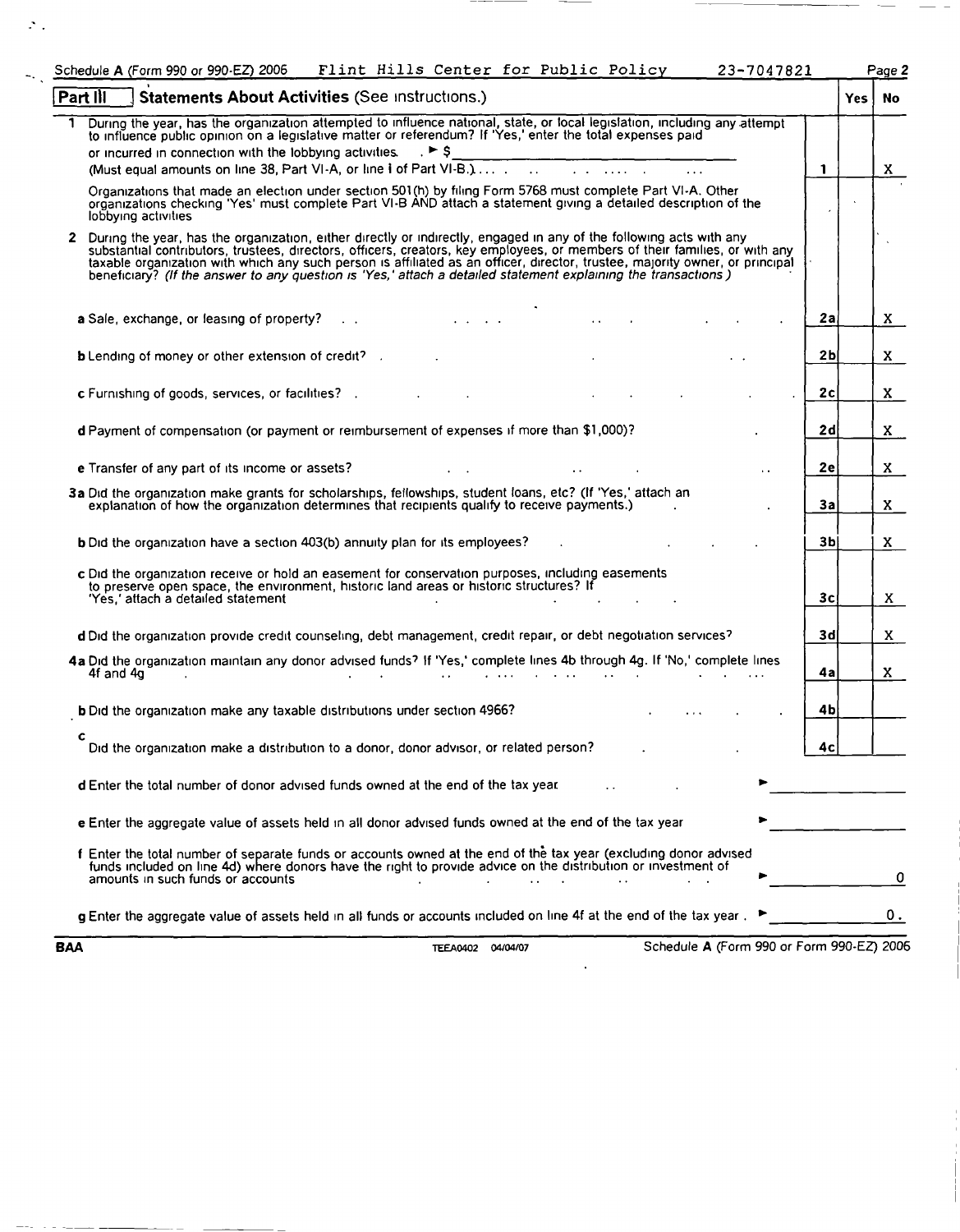Schedule A (Form 990 or 990-EZ) 2006 Flint Hills Center for Public Policy 23-7047821 Page 2

## Part III Statements About Activities (See instructions.)

| | | Yes | No |
|---|---|---|---|
| **1** During the year, has the organization attempted to influence national, state, or local legislation, including any attempt to influence public opinion on a legislative matter or referendum? If 'Yes,' enter the total expenses paid or incurred in connection with the lobbying activities. ► $ ______ (Must equal amounts on line 38, Part VI-A, or line i of Part VI-B.) | 1 | | X |
| Organizations that made an election under section 501(h) by filing Form 5768 must complete Part VI-A. Other organizations checking 'Yes' must complete Part VI-B AND attach a statement giving a detailed description of the lobbying activities | | | |
| **2** During the year, has the organization, either directly or indirectly, engaged in any of the following acts with any substantial contributors, trustees, directors, officers, creators, key employees, or members of their families, or with any taxable organization with which any such person is affiliated as an officer, director, trustee, majority owner, or principal beneficiary? *(If the answer to any question is 'Yes,' attach a detailed statement explaining the transactions.)* | | | |
| **a** Sale, exchange, or leasing of property? | 2a | | X |
| **b** Lending of money or other extension of credit? | 2b | | X |
| **c** Furnishing of goods, services, or facilities? | 2c | | X |
| **d** Payment of compensation (or payment or reimbursement of expenses if more than $1,000)? | 2d | | X |
| **e** Transfer of any part of its income or assets? | 2e | | X |
| **3a** Did the organization make grants for scholarships, fellowships, student loans, etc? (If 'Yes,' attach an explanation of how the organization determines that recipients qualify to receive payments.) | 3a | | X |
| **b** Did the organization have a section 403(b) annuity plan for its employees? | 3b | | X |
| **c** Did the organization receive or hold an easement for conservation purposes, including easements to preserve open space, the environment, historic land areas or historic structures? If 'Yes,' attach a detailed statement | 3c | | X |
| **d** Did the organization provide credit counseling, debt management, credit repair, or debt negotiation services? | 3d | | X |
| **4a** Did the organization maintain any donor advised funds? If 'Yes,' complete lines 4b through 4g. If 'No,' complete lines 4f and 4g | 4a | | X |
| **b** Did the organization make any taxable distributions under section 4966? | 4b | | |
| **c** Did the organization make a distribution to a donor, donor advisor, or related person? | 4c | | |

**d** Enter the total number of donor advised funds owned at the end of the tax year ► ______

**e** Enter the aggregate value of assets held in all donor advised funds owned at the end of the tax year ► ______

**f** Enter the total number of separate funds or accounts owned at the end of the tax year (excluding donor advised funds included on line 4d) where donors have the right to provide advice on the distribution or investment of amounts in such funds or accounts ► 0

**g** Enter the aggregate value of assets held in all funds or accounts included on line 4f at the end of the tax year . ► 0.

BAA TEEA0402 04/04/07 Schedule A (Form 990 or Form 990-EZ) 2006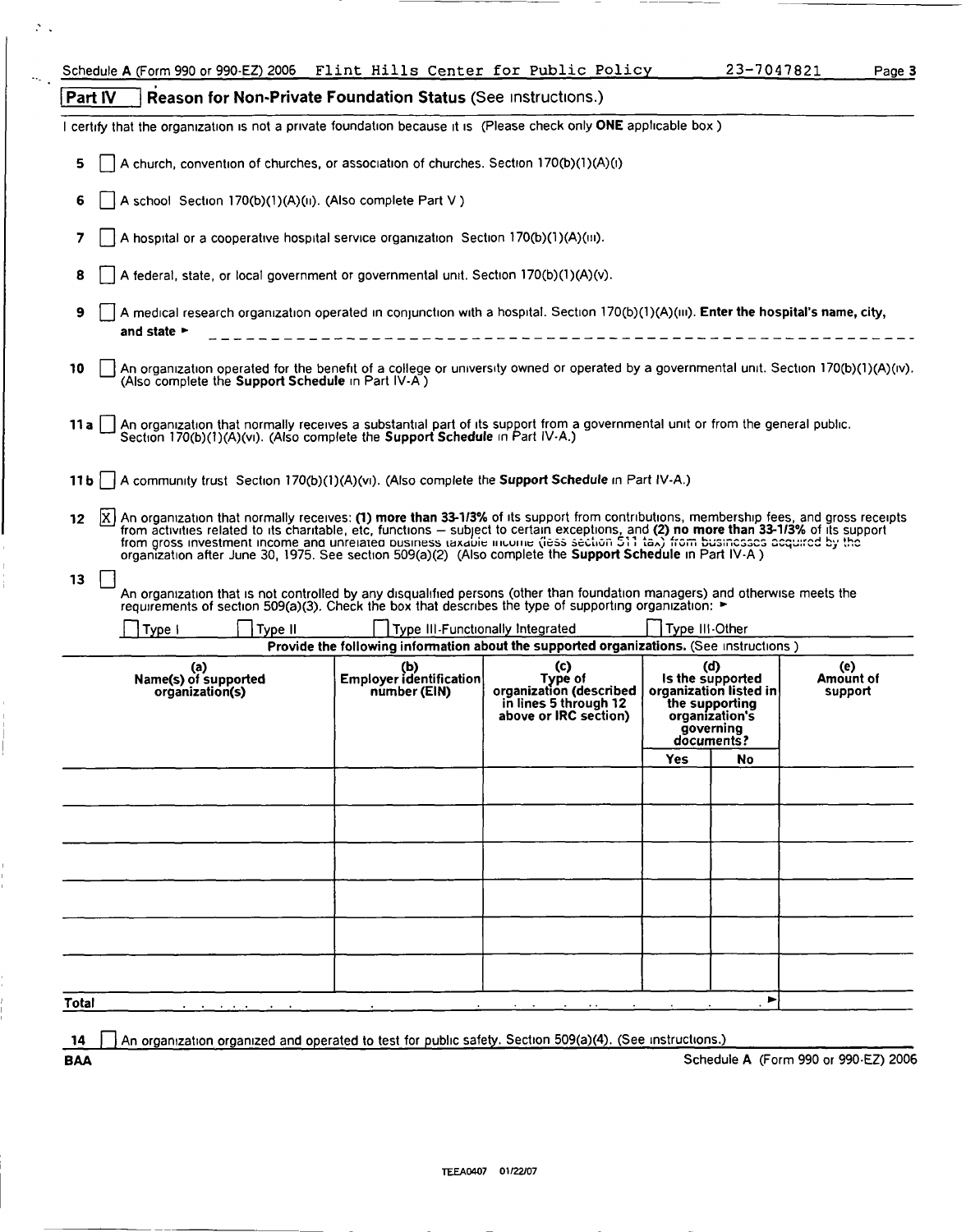Schedule A (Form 990 or 990-EZ) 2006 Flint Hills Center for Public Policy 23-7047821

## Part IV Reason for Non-Private Foundation Status (See instructions.)

I certify that the organization is not a private foundation because it is (Please check only **ONE** applicable box)

**5** ☐ A church, convention of churches, or association of churches. Section 170(b)(1)(A)(i)

**6** ☐ A school Section 170(b)(1)(A)(ii). (Also complete Part V)

**7** ☐ A hospital or a cooperative hospital service organization Section 170(b)(1)(A)(iii).

**8** ☐ A federal, state, or local government or governmental unit. Section 170(b)(1)(A)(v).

**9** ☐ A medical research organization operated in conjunction with a hospital. Section 170(b)(1)(A)(iii). **Enter the hospital's name, city, and state** ►

**10** ☐ An organization operated for the benefit of a college or university owned or operated by a governmental unit. Section 170(b)(1)(A)(iv). (Also complete the **Support Schedule** in Part IV-A)

**11a** ☐ An organization that normally receives a substantial part of its support from a governmental unit or from the general public. Section 170(b)(1)(A)(vi). (Also complete the **Support Schedule** in Part IV-A.)

**11b** ☐ A community trust Section 170(b)(1)(A)(vi). (Also complete the **Support Schedule** in Part IV-A.)

**12** ☒ An organization that normally receives: **(1) more than 33-1/3%** of its support from contributions, membership fees, and gross receipts from activities related to its charitable, etc, functions – subject to certain exceptions, and **(2) no more than 33-1/3%** of its support from gross investment income and unrelated business taxable income (less section 511 tax) from businesses acquired by the organization after June 30, 1975. See section 509(a)(2) (Also complete the **Support Schedule** in Part IV-A)

**13** ☐ An organization that is not controlled by any disqualified persons (other than foundation managers) and otherwise meets the requirements of section 509(a)(3). Check the box that describes the type of supporting organization: ►

☐ Type I ☐ Type II ☐ Type III-Functionally Integrated ☐ Type III-Other

**Provide the following information about the supported organizations.** (See instructions)

| (a) Name(s) of supported organization(s) | (b) Employer identification number (EIN) | (c) Type of organization (described in lines 5 through 12 above or IRC section) | (d) Is the supported organization listed in the supporting organization's governing documents? Yes | No | (e) Amount of support |
|---|---|---|---|---|---|
| | | | | | |
| | | | | | |
| | | | | | |
| | | | | | |
| | | | | | |
| | | | | | |
| **Total** | | | | ► | |

**14** ☐ An organization organized and operated to test for public safety. Section 509(a)(4). (See instructions.)

BAA Schedule A (Form 990 or 990-EZ) 2006

TEEA0407 01/22/07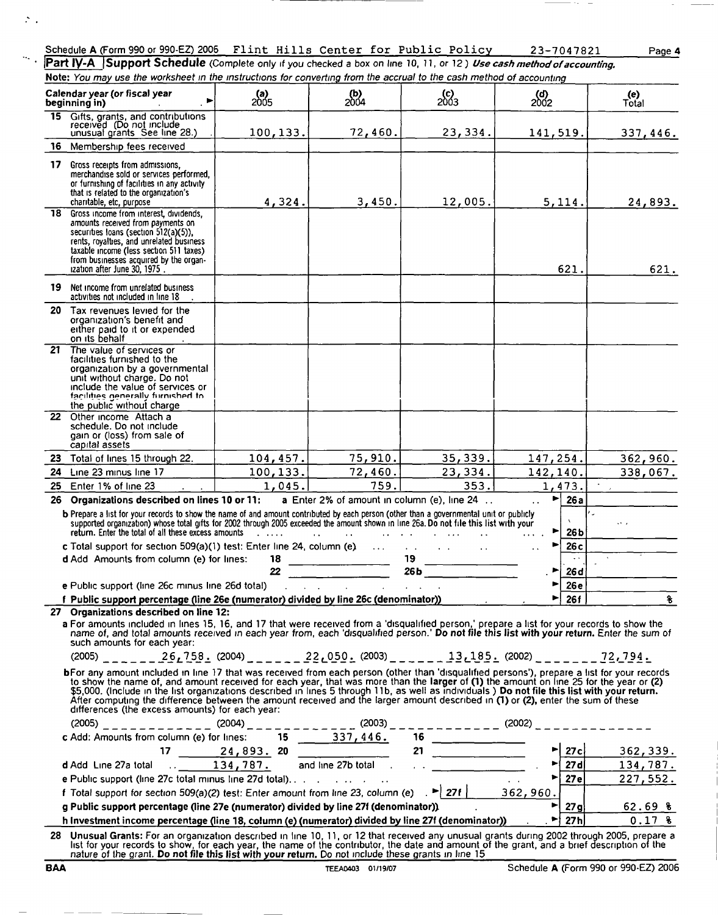Schedule A (Form 990 or 990-EZ) 2006 Flint Hills Center for Public Policy 23-7047821 Page 4

## Part IV-A Support Schedule (Complete only if you checked a box on line 10, 11, or 12.) *Use cash method of accounting.*

**Note:** *You may use the worksheet in the instructions for converting from the accrual to the cash method of accounting.*

| Calendar year (or fiscal year beginning in) | (a) 2005 | (b) 2004 | (c) 2003 | (d) 2002 | (e) Total |
|---|---|---|---|---|---|
| 15 Gifts, grants, and contributions received (Do not include unusual grants See line 28.) | 100,133. | 72,460. | 23,334. | 141,519. | 337,446. |
| 16 Membership fees received | | | | | |
| 17 Gross receipts from admissions, merchandise sold or services performed, or furnishing of facilities in any activity that is related to the organization's charitable, etc, purpose | 4,324. | 3,450. | 12,005. | 5,114. | 24,893. |
| 18 Gross income from interest, dividends, amounts received from payments on securities loans (section 512(a)(5)), rents, royalties, and unrelated business taxable income (less section 511 taxes) from businesses acquired by the organization after June 30, 1975 | | | | 621. | 621. |
| 19 Net income from unrelated business activities not included in line 18 | | | | | |
| 20 Tax revenues levied for the organization's benefit and either paid to it or expended on its behalf | | | | | |
| 21 The value of services or facilities furnished to the organization by a governmental unit without charge. Do not include the value of services or facilities generally furnished to the public without charge | | | | | |
| 22 Other income Attach a schedule. Do not include gain or (loss) from sale of capital assets | | | | | |
| 23 Total of lines 15 through 22. | 104,457. | 75,910. | 35,339. | 147,254. | 362,960. |
| 24 Line 23 minus line 17 | 100,133. | 72,460. | 23,334. | 142,140. | 338,067. |
| 25 Enter 1% of line 23 | 1,045. | 759. | 353. | 1,473. | |

**26 Organizations described on lines 10 or 11:** **a** Enter 2% of amount in column (e), line 24 . . . ► **26a**

**b** Prepare a list for your records to show the name of and amount contributed by each person (other than a governmental unit or publicly supported organization) whose total gifts for 2002 through 2005 exceeded the amount shown in line 26a. Do not file this list with your return. Enter the total of all these excess amounts ► **26b**

**c** Total support for section 509(a)(1) test: Enter line 24, column (e) ► **26c**

**d** Add Amounts from column (e) for lines: 18 ______ 19 ______ 22 ______ 26b ______ ► **26d**

**e** Public support (line 26c minus line 26d total) ► **26e**

**f Public support percentage (line 26e (numerator) divided by line 26c (denominator))** ► **26f** %

**27 Organizations described on line 12:**

**a** For amounts included in lines 15, 16, and 17 that were received from a 'disqualified person,' prepare a list for your records to show the name of, and total amounts received in each year from, each 'disqualified person.' **Do not file this list with your return.** Enter the sum of such amounts for each year:

(2005) 26,758. (2004) 22,050. (2003) 13,185. (2002) 72,794.

**b** For any amount included in line 17 that was received from each person (other than 'disqualified persons'), prepare a list for your records to show the name of, and amount received for each year, that was more than the **larger** of **(1)** the amount on line 25 for the year or **(2)** $5,000. (Include in the list organizations described in lines 5 through 11b, as well as individuals.) **Do not file this list with your return.** After computing the difference between the amount received and the larger amount described in **(1)** or **(2)**, enter the sum of these differences (the excess amounts) for each year:

(2005) ______ (2004) ______ (2003) ______ (2002) ______

**c** Add: Amounts from column (e) for lines: 15 337,446. 16 ______ 17 24,893. 20 ______ 21 ______ ► **27c** 362,339.

**d** Add Line 27a total 134,787. and line 27b total ► **27d** 134,787.

**e** Public support (line 27c total minus line 27d total) ► **27e** 227,552.

**f** Total support for section 509(a)(2) test: Enter amount from line 23, column (e) ► **27f** 362,960.

**g Public support percentage (line 27e (numerator) divided by line 27f (denominator))** ► **27g** 62.69 %

**h Investment income percentage (line 18, column (e) (numerator) divided by line 27f (denominator))** ► **27h** 0.17 %

**28 Unusual Grants:** For an organization described in line 10, 11, or 12 that received any unusual grants during 2002 through 2005, prepare a list for your records to show, for each year, the name of the contributor, the date and amount of the grant, and a brief description of the nature of the grant. **Do not file this list with your return.** Do not include these grants in line 15

BAA TEEA0403 01/19/07 Schedule A (Form 990 or 990-EZ) 2006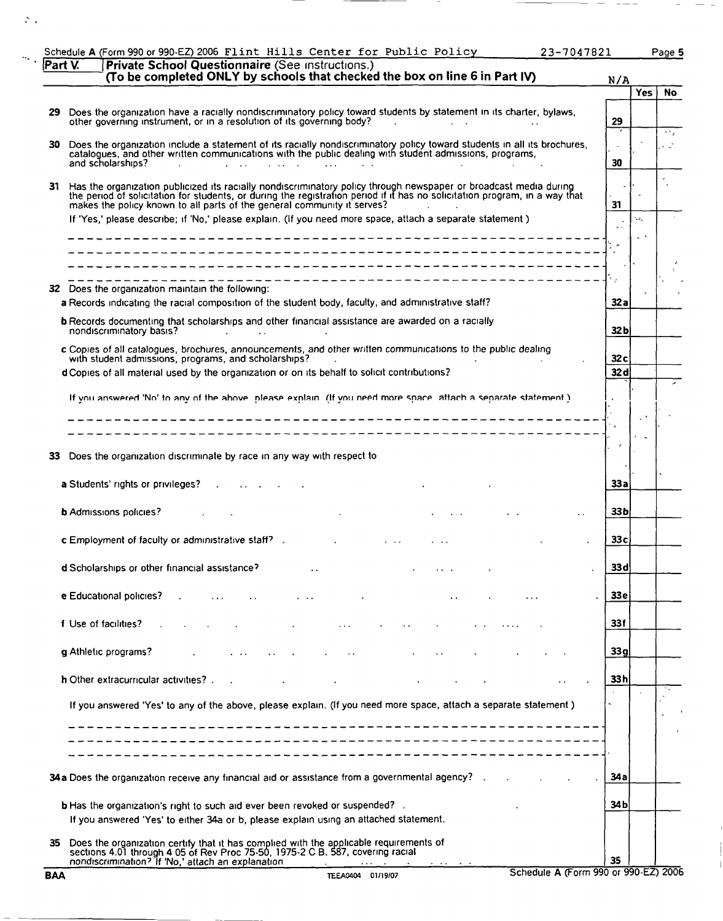Schedule A (Form 990 or 990-EZ) 2006 Flint Hills Center for Public Policy 23-7047821

## Part V. Private School Questionnaire (See instructions.)

**(To be completed ONLY by schools that checked the box on line 6 in Part IV)** N/A

| | | | Yes | No |
|---|---|---|---|---|
| **29** | Does the organization have a racially nondiscriminatory policy toward students by statement in its charter, bylaws, other governing instrument, or in a resolution of its governing body? | 29 | | |
| **30** | Does the organization include a statement of its racially nondiscriminatory policy toward students in all its brochures, catalogues, and other written communications with the public dealing with student admissions, programs, and scholarships? | 30 | | |
| **31** | Has the organization publicized its racially nondiscriminatory policy through newspaper or broadcast media during the period of solicitation for students, or during the registration period if it has no solicitation program, in a way that makes the policy known to all parts of the general community it serves? | 31 | | |
| | If 'Yes,' please describe; if 'No,' please explain. (If you need more space, attach a separate statement.) | | | |
| **32** | Does the organization maintain the following: | | | |
| | **a** Records indicating the racial composition of the student body, faculty, and administrative staff? | 32a | | |
| | **b** Records documenting that scholarships and other financial assistance are awarded on a racially nondiscriminatory basis? | 32b | | |
| | **c** Copies of all catalogues, brochures, announcements, and other written communications to the public dealing with student admissions, programs, and scholarships? | 32c | | |
| | **d** Copies of all material used by the organization or on its behalf to solicit contributions? | 32d | | |
| | If you answered 'No' to any of the above, please explain. (If you need more space, attach a separate statement.) | | | |
| **33** | Does the organization discriminate by race in any way with respect to | | | |
| | **a** Students' rights or privileges? | 33a | | |
| | **b** Admissions policies? | 33b | | |
| | **c** Employment of faculty or administrative staff? | 33c | | |
| | **d** Scholarships or other financial assistance? | 33d | | |
| | **e** Educational policies? | 33e | | |
| | **f** Use of facilities? | 33f | | |
| | **g** Athletic programs? | 33g | | |
| | **h** Other extracurricular activities? | 33h | | |
| | If you answered 'Yes' to any of the above, please explain. (If you need more space, attach a separate statement.) | | | |
| **34a** | Does the organization receive any financial aid or assistance from a governmental agency? | 34a | | |
| | **b** Has the organization's right to such aid ever been revoked or suspended? | 34b | | |
| | If you answered 'Yes' to either 34a or b, please explain using an attached statement. | | | |
| **35** | Does the organization certify that it has complied with the applicable requirements of sections 4.01 through 4.05 of Rev Proc 75-50, 1975-2 C.B. 587, covering racial nondiscrimination? If 'No,' attach an explanation | 35 | | |

BAA TEEA0404 01/19/07 Schedule A (Form 990 or 990-EZ) 2006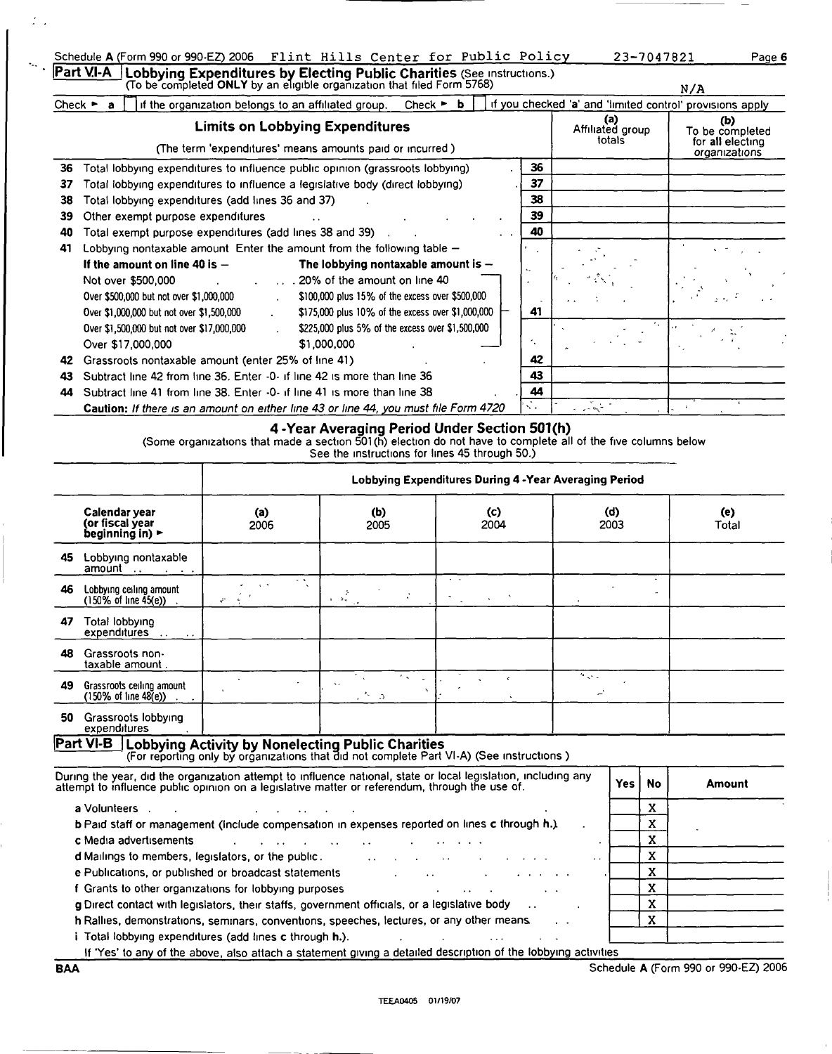Schedule A (Form 990 or 990-EZ) 2006 Flint Hills Center for Public Policy 23-7047821

## Part VI-A Lobbying Expenditures by Electing Public Charities (See instructions.)

(To be completed ONLY by an eligible organization that filed Form 5768) N/A

Check ► a [ ] if the organization belongs to an affiliated group. Check ► b [ ] if you checked 'a' and 'limited control' provisions apply

| | Limits on Lobbying Expenditures (The term 'expenditures' means amounts paid or incurred.) | | (a) Affiliated group totals | (b) To be completed for all electing organizations |
|---|---|---|---|---|
| 36 | Total lobbying expenditures to influence public opinion (grassroots lobbying) | 36 | | |
| 37 | Total lobbying expenditures to influence a legislative body (direct lobbying) | 37 | | |
| 38 | Total lobbying expenditures (add lines 36 and 37) | 38 | | |
| 39 | Other exempt purpose expenditures | 39 | | |
| 40 | Total exempt purpose expenditures (add lines 38 and 39) | 40 | | |
| 41 | Lobbying nontaxable amount. Enter the amount from the following table — | 41 | | |
| 42 | Grassroots nontaxable amount (enter 25% of line 41) | 42 | | |
| 43 | Subtract line 42 from line 36. Enter -0- if line 42 is more than line 36 | 43 | | |
| 44 | Subtract line 41 from line 38. Enter -0- if line 41 is more than line 38 | 44 | | |

Line 41 table:

| If the amount on line 40 is — | The lobbying nontaxable amount is — |
|---|---|
| Not over $500,000 | 20% of the amount on line 40 |
| Over $500,000 but not over $1,000,000 | $100,000 plus 15% of the excess over $500,000 |
| Over $1,000,000 but not over $1,500,000 | $175,000 plus 10% of the excess over $1,000,000 |
| Over $1,500,000 but not over $17,000,000 | $225,000 plus 5% of the excess over $1,500,000 |
| Over $17,000,000 | $1,000,000 |

**Caution:** *If there is an amount on either line 43 or line 44, you must file Form 4720*

### 4-Year Averaging Period Under Section 501(h)

(Some organizations that made a section 501(h) election do not have to complete all of the five columns below. See the instructions for lines 45 through 50.)

| | Lobbying Expenditures During 4-Year Averaging Period | | | | |
|---|---|---|---|---|---|
| Calendar year (or fiscal year beginning in) ► | (a) 2006 | (b) 2005 | (c) 2004 | (d) 2003 | (e) Total |
| 45 Lobbying nontaxable amount | | | | | |
| 46 Lobbying ceiling amount (150% of line 45(e)) | | | | | |
| 47 Total lobbying expenditures | | | | | |
| 48 Grassroots nontaxable amount | | | | | |
| 49 Grassroots ceiling amount (150% of line 48(e)) | | | | | |
| 50 Grassroots lobbying expenditures | | | | | |

## Part VI-B Lobbying Activity by Nonelecting Public Charities

(For reporting only by organizations that did not complete Part VI-A) (See instructions.)

| During the year, did the organization attempt to influence national, state or local legislation, including any attempt to influence public opinion on a legislative matter or referendum, through the use of: | Yes | No | Amount |
|---|---|---|---|
| a Volunteers | | X | |
| b Paid staff or management (Include compensation in expenses reported on lines c through h.) | | X | |
| c Media advertisements | | X | |
| d Mailings to members, legislators, or the public | | X | |
| e Publications, or published or broadcast statements | | X | |
| f Grants to other organizations for lobbying purposes | | X | |
| g Direct contact with legislators, their staffs, government officials, or a legislative body | | X | |
| h Rallies, demonstrations, seminars, conventions, speeches, lectures, or any other means | | X | |
| i Total lobbying expenditures (add lines c through h.) | | | |

If 'Yes' to any of the above, also attach a statement giving a detailed description of the lobbying activities

BAA Schedule A (Form 990 or 990-EZ) 2006

TEEA0405 01/19/07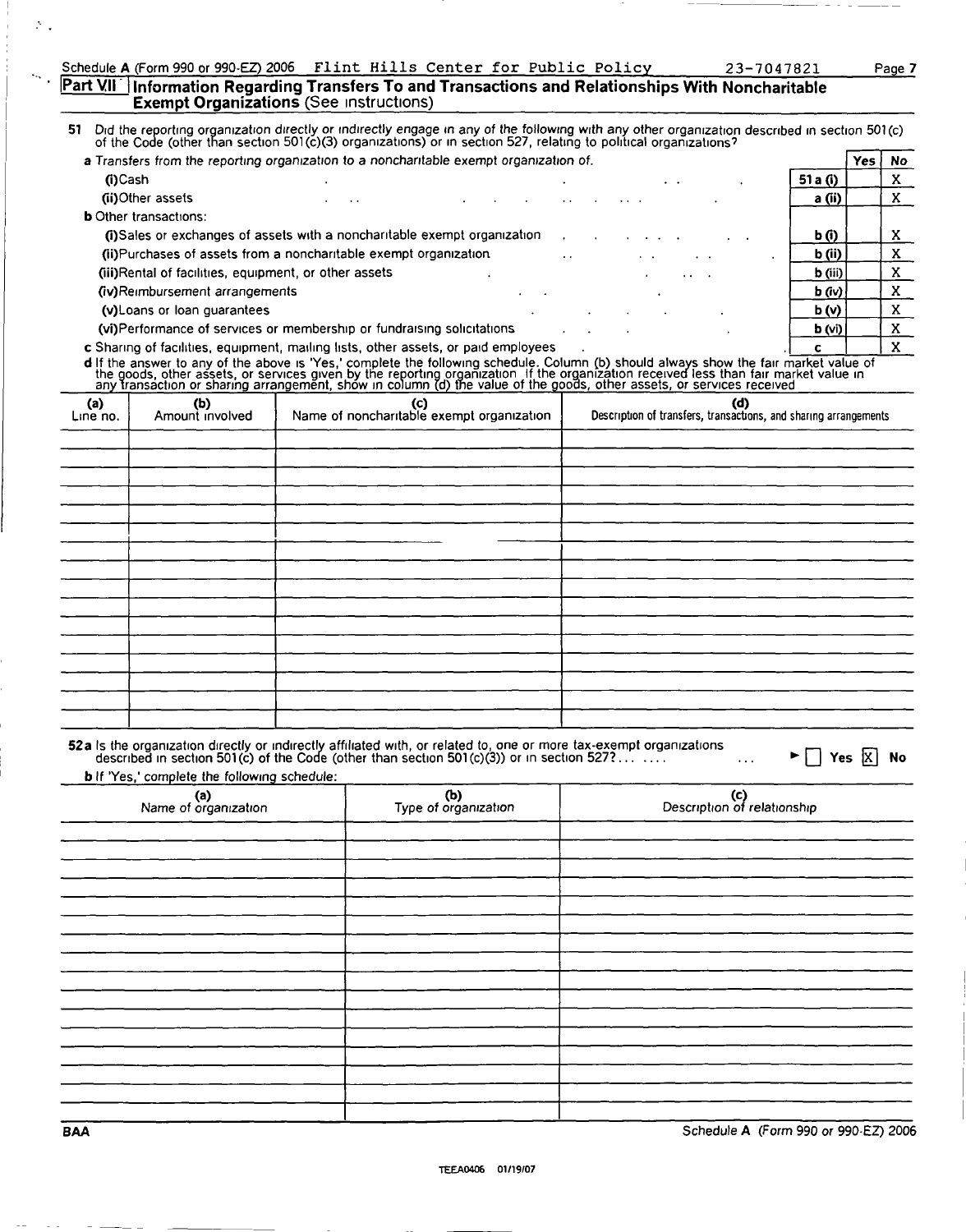Schedule A (Form 990 or 990-EZ) 2006 Flint Hills Center for Public Policy 23-7047821

## Part VII Information Regarding Transfers To and Transactions and Relationships With Noncharitable Exempt Organizations (See instructions)

51 Did the reporting organization directly or indirectly engage in any of the following with any other organization described in section 501(c) of the Code (other than section 501(c)(3) organizations) or in section 527, relating to political organizations?

| | | Yes | No |
|---|---|---|---|
| **a** Transfers from the reporting organization to a noncharitable exempt organization of: | | | |
| (i) Cash | 51 a (i) | | X |
| (ii) Other assets | a (ii) | | X |
| **b** Other transactions: | | | |
| (i) Sales or exchanges of assets with a noncharitable exempt organization | b (i) | | X |
| (ii) Purchases of assets from a noncharitable exempt organization | b (ii) | | X |
| (iii) Rental of facilities, equipment, or other assets | b (iii) | | X |
| (iv) Reimbursement arrangements | b (iv) | | X |
| (v) Loans or loan guarantees | b (v) | | X |
| (vi) Performance of services or membership or fundraising solicitations | b (vi) | | X |
| **c** Sharing of facilities, equipment, mailing lists, other assets, or paid employees | c | | X |

**d** If the answer to any of the above is 'Yes,' complete the following schedule. Column (b) should always show the fair market value of the goods, other assets, or services given by the reporting organization. If the organization received less than fair market value in any transaction or sharing arrangement, show in column (d) the value of the goods, other assets, or services received

| (a) Line no. | (b) Amount involved | (c) Name of noncharitable exempt organization | (d) Description of transfers, transactions, and sharing arrangements |
|---|---|---|---|
| | | | |

**52a** Is the organization directly or indirectly affiliated with, or related to, one or more tax-exempt organizations described in section 501(c) of the Code (other than section 501(c)(3)) or in section 527? ☐ Yes ☒ No

**b** If 'Yes,' complete the following schedule:

| (a) Name of organization | (b) Type of organization | (c) Description of relationship |
|---|---|---|
| | | |

BAA Schedule A (Form 990 or 990-EZ) 2006

TEEA0406 01/19/07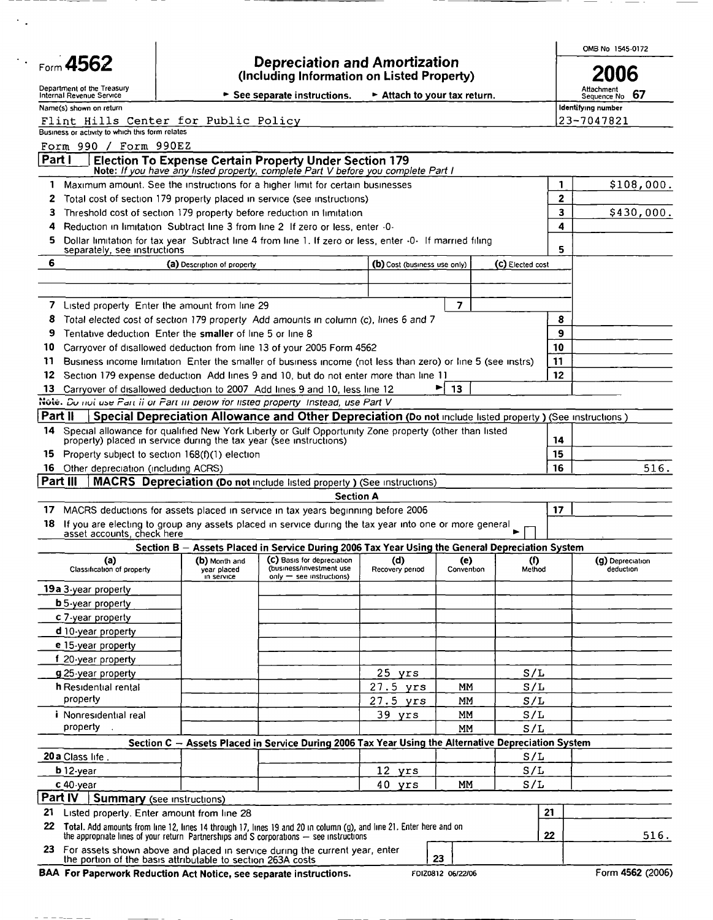# Form 4562

**Depreciation and Amortization**
**(Including Information on Listed Property)**

Department of the Treasury
Internal Revenue Service

► See separate instructions. ► Attach to your tax return.

OMB No 1545-0172

**2006**

Attachment Sequence No **67**

Name(s) shown on return: Flint Hills Center for Public Policy

Identifying number: 23-7047821

Business or activity to which this form relates: Form 990 / Form 990EZ

## Part I — Election To Expense Certain Property Under Section 179

**Note:** *If you have any listed property, complete Part V before you complete Part I*

| | | | |
|---|---|---|---|
| 1 | Maximum amount. See the instructions for a higher limit for certain businesses | 1 | $108,000. |
| 2 | Total cost of section 179 property placed in service (see instructions) | 2 | |
| 3 | Threshold cost of section 179 property before reduction in limitation | 3 | $430,000. |
| 4 | Reduction in limitation Subtract line 3 from line 2 If zero or less, enter -0- | 4 | |
| 5 | Dollar limitation for tax year Subtract line 4 from line 1. If zero or less, enter -0- If married filing separately, see instructions | 5 | |

| 6 | (a) Description of property | (b) Cost (business use only) | (c) Elected cost |
|---|---|---|---|
| | | | |
| | | | |

| | | | |
|---|---|---|---|
| 7 | Listed property Enter the amount from line 29 | 7 | |
| 8 | Total elected cost of section 179 property Add amounts in column (c), lines 6 and 7 | 8 | |
| 9 | Tentative deduction Enter the **smaller** of line 5 or line 8 | 9 | |
| 10 | Carryover of disallowed deduction from line 13 of your 2005 Form 4562 | 10 | |
| 11 | Business income limitation Enter the smaller of business income (not less than zero) or line 5 (see instrs) | 11 | |
| 12 | Section 179 expense deduction Add lines 9 and 10, but do not enter more than line 11 | 12 | |
| 13 | Carryover of disallowed deduction to 2007 Add lines 9 and 10, less line 12 ► | 13 | |

**Note.** *Do not use Part II or Part III below for listed property Instead, use Part V*

## Part II — Special Depreciation Allowance and Other Depreciation (Do not include listed property ) (See instructions )

| | | | |
|---|---|---|---|
| 14 | Special allowance for qualified New York Liberty or Gulf Opportunity Zone property (other than listed property) placed in service during the tax year (see instructions) | 14 | |
| 15 | Property subject to section 168(f)(1) election | 15 | |
| 16 | Other depreciation (including ACRS) | 16 | 516. |

## Part III — MACRS Depreciation (Do not include listed property ) (See instructions)

**Section A**

| | | | |
|---|---|---|---|
| 17 | MACRS deductions for assets placed in service in tax years beginning before 2006 | 17 | |
| 18 | If you are electing to group any assets placed in service during the tax year into one or more general asset accounts, check here ► ☐ | | |

**Section B — Assets Placed in Service During 2006 Tax Year Using the General Depreciation System**

| (a) Classification of property | (b) Month and year placed in service | (c) Basis for depreciation (business/investment use only — see instructions) | (d) Recovery period | (e) Convention | (f) Method | (g) Depreciation deduction |
|---|---|---|---|---|---|---|
| 19a 3-year property | | | | | | |
| b 5-year property | | | | | | |
| c 7-year property | | | | | | |
| d 10-year property | | | | | | |
| e 15-year property | | | | | | |
| f 20-year property | | | | | | |
| g 25-year property | | | 25 yrs | | S/L | |
| h Residential rental property | | | 27.5 yrs | MM | S/L | |
| | | | 27.5 yrs | MM | S/L | |
| i Nonresidential real property | | | 39 yrs | MM | S/L | |
| | | | | MM | S/L | |

**Section C — Assets Placed in Service During 2006 Tax Year Using the Alternative Depreciation System**

| (a) Classification of property | (b) Month and year placed in service | (c) Basis for depreciation | (d) Recovery period | (e) Convention | (f) Method | (g) Depreciation deduction |
|---|---|---|---|---|---|---|
| 20a Class life | | | | | S/L | |
| b 12-year | | | 12 yrs | | S/L | |
| c 40-year | | | 40 yrs | MM | S/L | |

## Part IV — Summary (see instructions)

| | | | |
|---|---|---|---|
| 21 | Listed property. Enter amount from line 28 | 21 | |
| 22 | **Total.** Add amounts from line 12, lines 14 through 17, lines 19 and 20 in column (g), and line 21. Enter here and on the appropriate lines of your return Partnerships and S corporations — see instructions | 22 | 516. |
| 23 | For assets shown above and placed in service during the current year, enter the portion of the basis attributable to section 263A costs | 23 | |

**BAA For Paperwork Reduction Act Notice, see separate instructions.** FDIZ0812 06/22/06 Form 4562 (2006)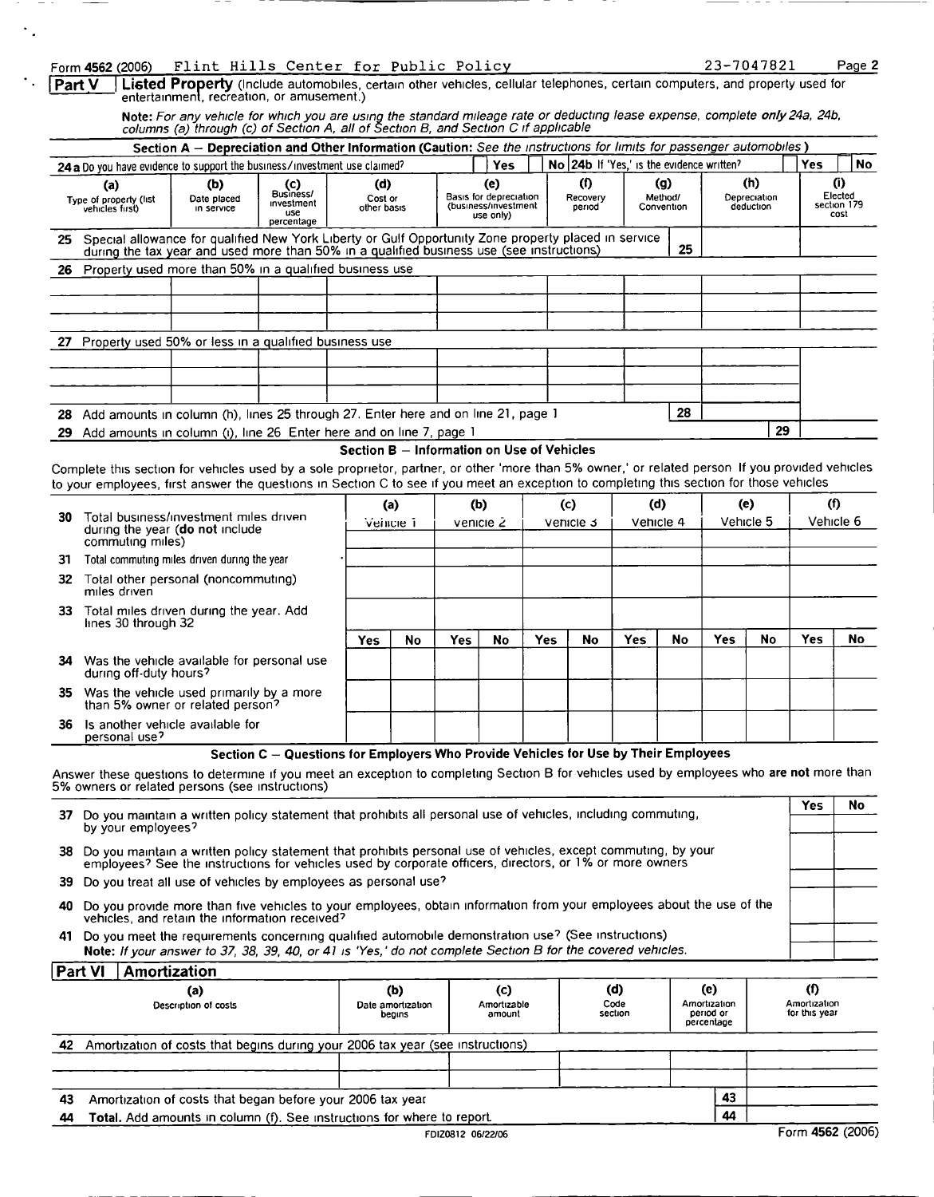Form 4562 (2006) Flint Hills Center for Public Policy 23-7047821 Page 2

**Part V** **Listed Property** (Include automobiles, certain other vehicles, cellular telephones, certain computers, and property used for entertainment, recreation, or amusement.)

*Note: For any vehicle for which you are using the standard mileage rate or deducting lease expense, complete only 24a, 24b, columns (a) through (c) of Section A, all of Section B, and Section C if applicable*

**Section A — Depreciation and Other Information (Caution:** *See the instructions for limits for passenger automobiles*)

24a Do you have evidence to support the business/investment use claimed? Yes No   24b If 'Yes,' is the evidence written? Yes No

| (a) Type of property (list vehicles first) | (b) Date placed in service | (c) Business/ investment use percentage | (d) Cost or other basis | (e) Basis for depreciation (business/investment use only) | (f) Recovery period | (g) Method/ Convention | (h) Depreciation deduction | (i) Elected section 179 cost |
|---|---|---|---|---|---|---|---|---|
| 25 Special allowance for qualified New York Liberty or Gulf Opportunity Zone property placed in service during the tax year and used more than 50% in a qualified business use (see instructions) | | | | | | 25 | | |
| 26 Property used more than 50% in a qualified business use | | | | | | | | |
| | | | | | | | | |
| | | | | | | | | |
| | | | | | | | | |
| 27 Property used 50% or less in a qualified business use | | | | | | | | |
| | | | | | | | | |
| | | | | | | | | |
| | | | | | | | | |
| 28 Add amounts in column (h), lines 25 through 27. Enter here and on line 21, page 1 | | | | | | 28 | | |
| 29 Add amounts in column (i), line 26 Enter here and on line 7, page 1 | | | | | | | 29 | |

**Section B — Information on Use of Vehicles**

Complete this section for vehicles used by a sole proprietor, partner, or other 'more than 5% owner,' or related person If you provided vehicles to your employees, first answer the questions in Section C to see if you meet an exception to completing this section for those vehicles

| | (a) Vehicle 1 | | (b) Vehicle 2 | | (c) Vehicle 3 | | (d) Vehicle 4 | | (e) Vehicle 5 | | (f) Vehicle 6 | |
|---|---|---|---|---|---|---|---|---|---|---|---|---|
| 30 Total business/investment miles driven during the year (**do not** include commuting miles) | | | | | | | | | | | | |
| 31 Total commuting miles driven during the year | | | | | | | | | | | | |
| 32 Total other personal (noncommuting) miles driven | | | | | | | | | | | | |
| 33 Total miles driven during the year. Add lines 30 through 32 | | | | | | | | | | | | |
| | Yes | No | Yes | No | Yes | No | Yes | No | Yes | No | Yes | No |
| 34 Was the vehicle available for personal use during off-duty hours? | | | | | | | | | | | | |
| 35 Was the vehicle used primarily by a more than 5% owner or related person? | | | | | | | | | | | | |
| 36 Is another vehicle available for personal use? | | | | | | | | | | | | |

**Section C — Questions for Employers Who Provide Vehicles for Use by Their Employees**

Answer these questions to determine if you meet an exception to completing Section B for vehicles used by employees who **are not** more than 5% owners or related persons (see instructions)

| | Yes | No |
|---|---|---|
| 37 Do you maintain a written policy statement that prohibits all personal use of vehicles, including commuting, by your employees? | | |
| 38 Do you maintain a written policy statement that prohibits personal use of vehicles, except commuting, by your employees? See the instructions for vehicles used by corporate officers, directors, or 1% or more owners | | |
| 39 Do you treat all use of vehicles by employees as personal use? | | |
| 40 Do you provide more than five vehicles to your employees, obtain information from your employees about the use of the vehicles, and retain the information received? | | |
| 41 Do you meet the requirements concerning qualified automobile demonstration use? (See instructions) *Note: If your answer to 37, 38, 39, 40, or 41 is 'Yes,' do not complete Section B for the covered vehicles.* | | |

**Part VI** **Amortization**

| (a) Description of costs | (b) Date amortization begins | (c) Amortizable amount | (d) Code section | (e) Amortization period or percentage | (f) Amortization for this year |
|---|---|---|---|---|---|
| 42 Amortization of costs that begins during your 2006 tax year (see instructions) | | | | | |
| | | | | | |
| | | | | | |
| 43 Amortization of costs that began before your 2006 tax year | | | | 43 | |
| 44 **Total.** Add amounts in column (f). See instructions for where to report | | | | 44 | |

FDIZ0812 06/22/06 Form 4562 (2006)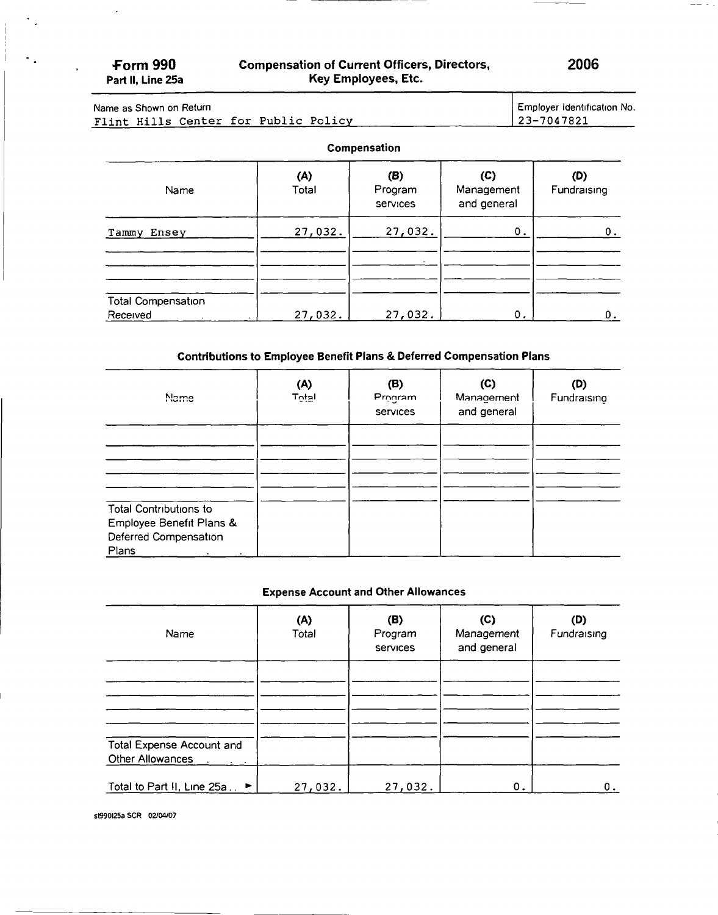**Form 990**
**Part II, Line 25a**

# Compensation of Current Officers, Directors, Key Employees, Etc.

**2006**

| Name as Shown on Return | Employer Identification No. |
|---|---|
| Flint Hills Center for Public Policy | 23-7047821 |

## Compensation

| Name | (A) Total | (B) Program services | (C) Management and general | (D) Fundraising |
|---|---|---|---|---|
| Tammy Ensey | 27,032. | 27,032. | 0. | 0. |
| | | | | |
| | | | | |
| | | | | |
| Total Compensation Received | 27,032. | 27,032. | 0. | 0. |

## Contributions to Employee Benefit Plans & Deferred Compensation Plans

| Name | (A) Total | (B) Program services | (C) Management and general | (D) Fundraising |
|---|---|---|---|---|
| | | | | |
| | | | | |
| | | | | |
| | | | | |
| Total Contributions to Employee Benefit Plans & Deferred Compensation Plans | | | | |

## Expense Account and Other Allowances

| Name | (A) Total | (B) Program services | (C) Management and general | (D) Fundraising |
|---|---|---|---|---|
| | | | | |
| | | | | |
| | | | | |
| | | | | |
| Total Expense Account and Other Allowances | | | | |
| Total to Part II, Line 25a | 27,032. | 27,032. | 0. | 0. |

st990l25a SCR 02/04/07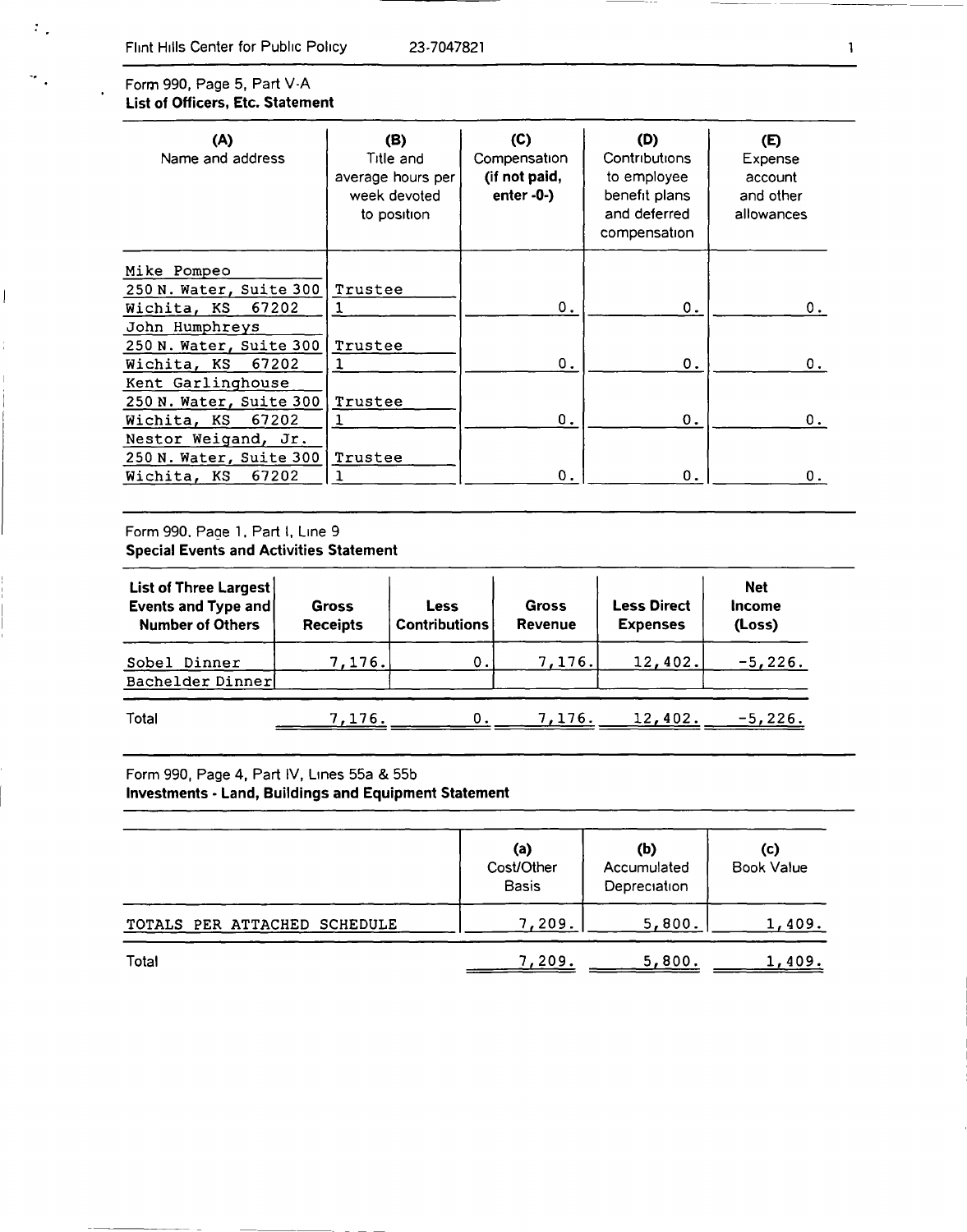Form 990, Page 5, Part V-A
**List of Officers, Etc. Statement**

| (A) Name and address | (B) Title and average hours per week devoted to position | (C) Compensation (if not paid, enter -0-) | (D) Contributions to employee benefit plans and deferred compensation | (E) Expense account and other allowances |
|---|---|---|---|---|
| Mike Pompeo<br>250 N. Water, Suite 300<br>Wichita, KS 67202 | Trustee<br>1 | 0. | 0. | 0. |
| John Humphreys<br>250 N. Water, Suite 300<br>Wichita, KS 67202 | Trustee<br>1 | 0. | 0. | 0. |
| Kent Garlinghouse<br>250 N. Water, Suite 300<br>Wichita, KS 67202 | Trustee<br>1 | 0. | 0. | 0. |
| Nestor Weigand, Jr.<br>250 N. Water, Suite 300<br>Wichita, KS 67202 | Trustee<br>1 | 0. | 0. | 0. |

Form 990, Page 1, Part I, Line 9
**Special Events and Activities Statement**

| List of Three Largest Events and Type and Number of Others | Gross Receipts | Less Contributions | Gross Revenue | Less Direct Expenses | Net Income (Loss) |
|---|---|---|---|---|---|
| Sobel Dinner | 7,176. | 0. | 7,176. | 12,402. | -5,226. |
| Bachelder Dinner | | | | | |
| Total | 7,176. | 0. | 7,176. | 12,402. | -5,226. |

Form 990, Page 4, Part IV, Lines 55a & 55b
**Investments - Land, Buildings and Equipment Statement**

| | (a) Cost/Other Basis | (b) Accumulated Depreciation | (c) Book Value |
|---|---|---|---|
| TOTALS PER ATTACHED SCHEDULE | 7,209. | 5,800. | 1,409. |
| Total | 7,209. | 5,800. | 1,409. |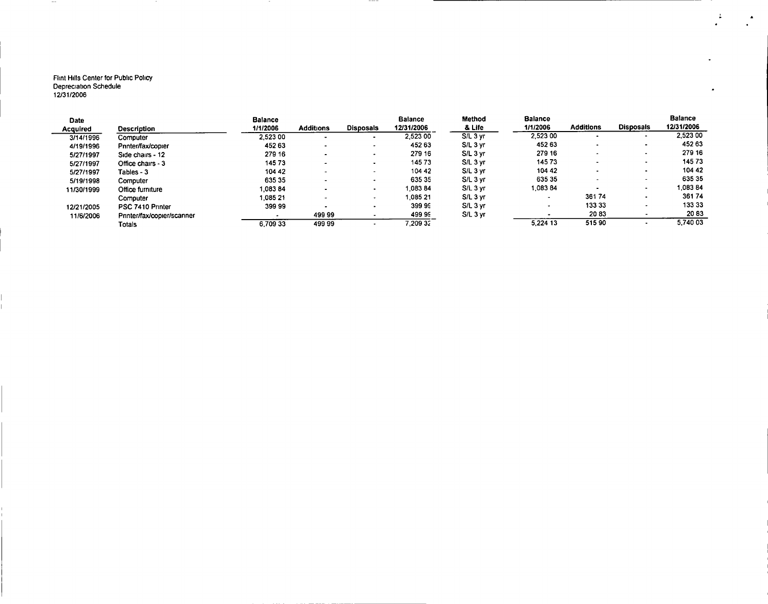Flint Hills Center for Public Policy
Depreciation Schedule
12/31/2006

| Date Acquired | Description | Balance 1/1/2006 | Additions | Disposals | Balance 12/31/2006 | Method & Life | Balance 1/1/2006 | Additions | Disposals | Balance 12/31/2006 |
|---|---|---|---|---|---|---|---|---|---|---|
| 3/14/1996 | Computer | 2,523 00 | - | - | 2,523 00 | S/L 3 yr | 2,523 00 | - | - | 2,523 00 |
| 4/19/1996 | Printer/fax/copier | 452 63 | - | - | 452 63 | S/L 3 yr | 452 63 | - | - | 452 63 |
| 5/27/1997 | Side chairs - 12 | 279 16 | - | - | 279 16 | S/L 3 yr | 279 16 | - | - | 279 16 |
| 5/27/1997 | Office chairs - 3 | 145 73 | - | - | 145 73 | S/L 3 yr | 145 73 | - | - | 145 73 |
| 5/27/1997 | Tables - 3 | 104 42 | - | - | 104 42 | S/L 3 yr | 104 42 | - | - | 104 42 |
| 5/19/1998 | Computer | 635 35 | - | - | 635 35 | S/L 3 yr | 635 35 | - | - | 635 35 |
| 11/30/1999 | Office furniture | 1,083 84 | - | - | 1,083 84 | S/L 3 yr | 1,083 84 | - | - | 1,083 84 |
| | Computer | 1,085 21 | - | - | 1,085 21 | S/L 3 yr | - | 361 74 | - | 361 74 |
| 12/21/2005 | PSC 7410 Printer | 399 99 | - | - | 399 99 | S/L 3 yr | - | 133 33 | - | 133 33 |
| 11/6/2006 | Printer/fax/copier/scanner | - | 499 99 | - | 499 99 | S/L 3 yr | - | 20 83 | - | 20 83 |
| | Totals | 6,709 33 | 499 99 | - | 7,209 32 | | 5,224 13 | 515 90 | - | 5,740 03 |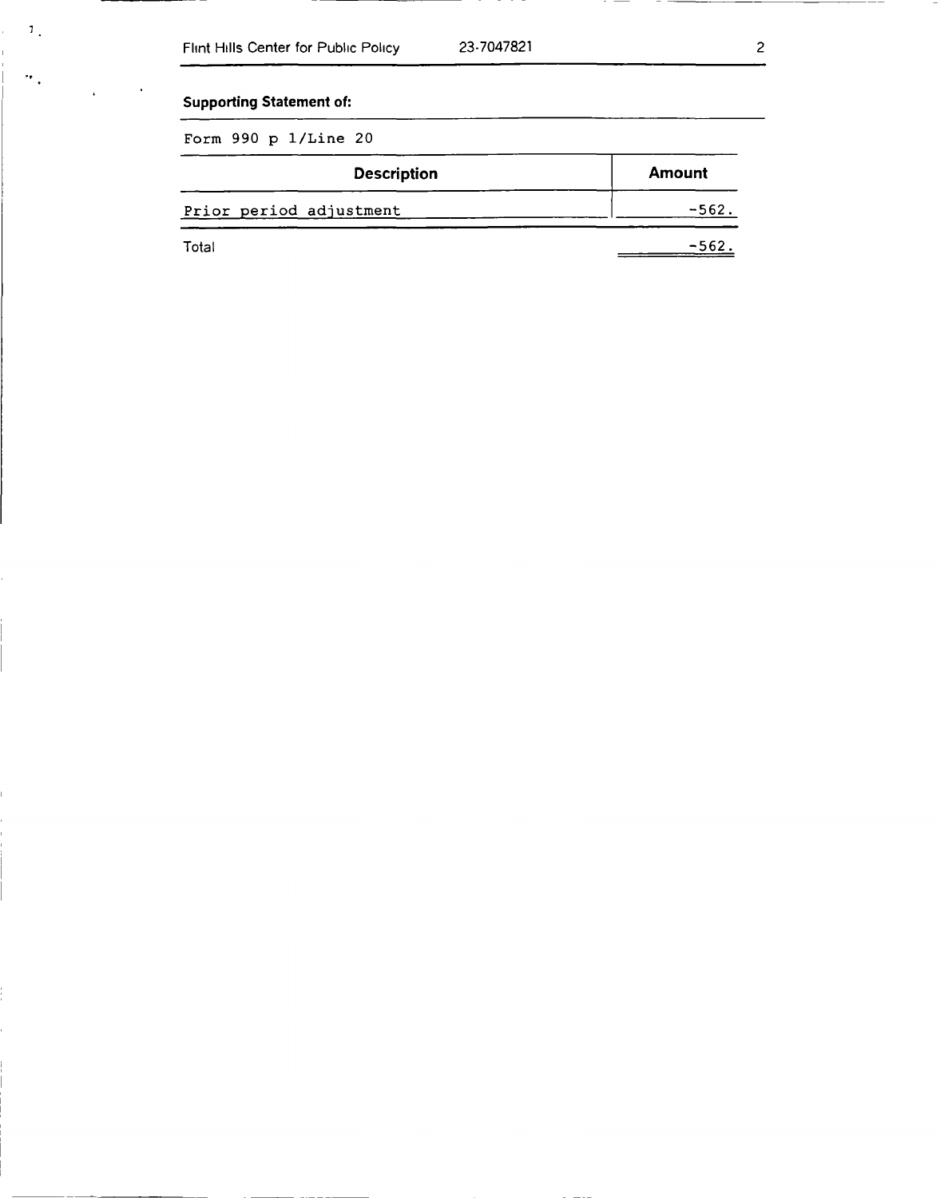Flint Hills Center for Public Policy 23-7047821

**Supporting Statement of:**

Form 990 p 1/Line 20

| Description | Amount |
|---|---|
| Prior period adjustment | -562. |
| Total | -562. |